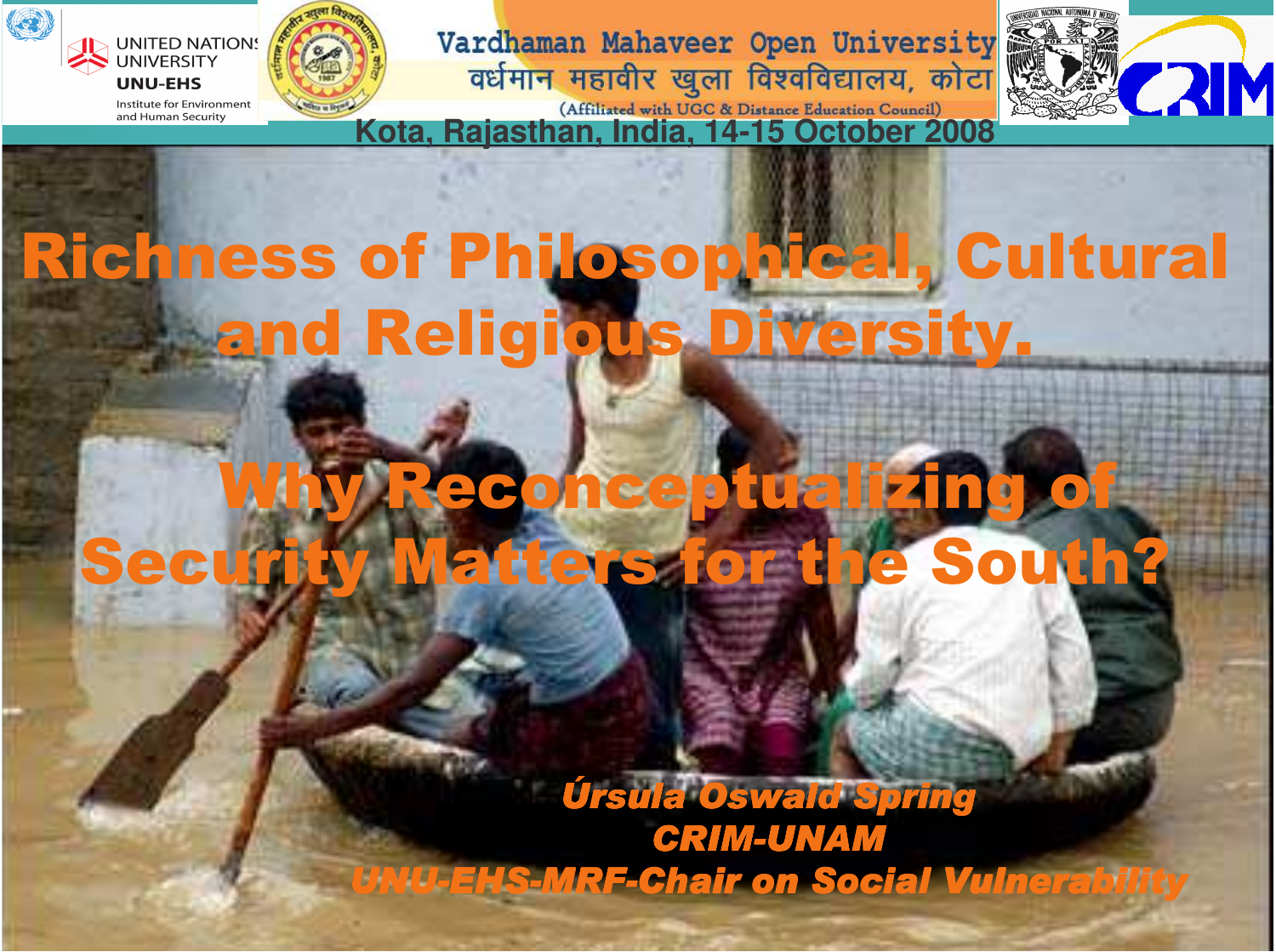UNITED NATIONS UNIVERSITY
UNU-EHS
Institute for Environment and Human Security

Vardhaman Mahaveer Open University
वर्धमान महावीर खुला विश्वविद्यालय, कोटा
(Affiliated with UGC & Distance Education Council)

Kota, Rajasthan, India, 14-15 October 2008

# Richness of Philosophical, Cultural and Religious Diversity.

# Why Reconceptualizing of Security Matters for the South?

*Úrsula Oswald Spring*
*CRIM-UNAM*
*UNU-EHS-MRF-Chair on Social Vulnerability*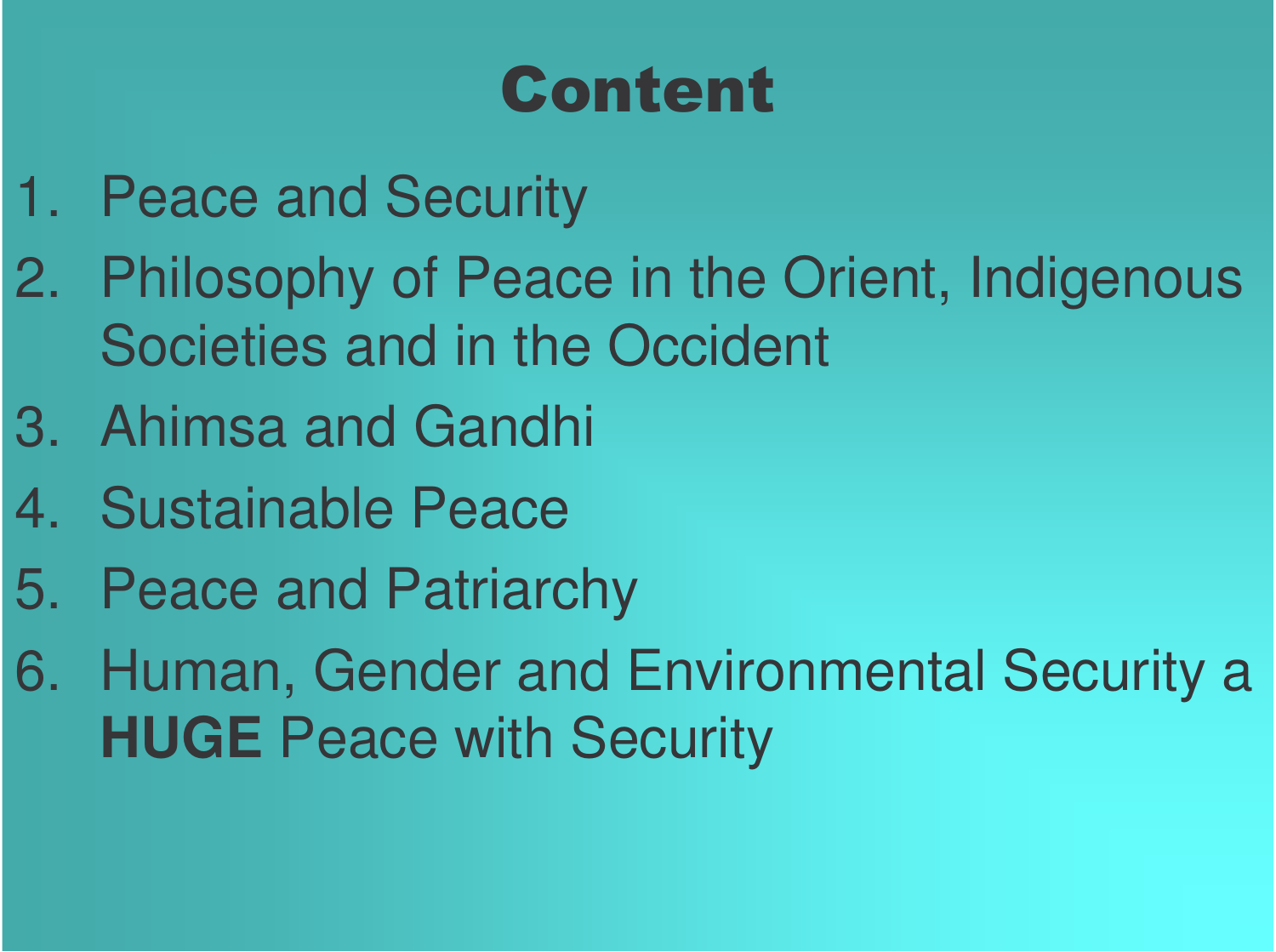# Content

1. Peace and Security
2. Philosophy of Peace in the Orient, Indigenous Societies and in the Occident
3. Ahimsa and Gandhi
4. Sustainable Peace
5. Peace and Patriarchy
6. Human, Gender and Environmental Security a **HUGE** Peace with Security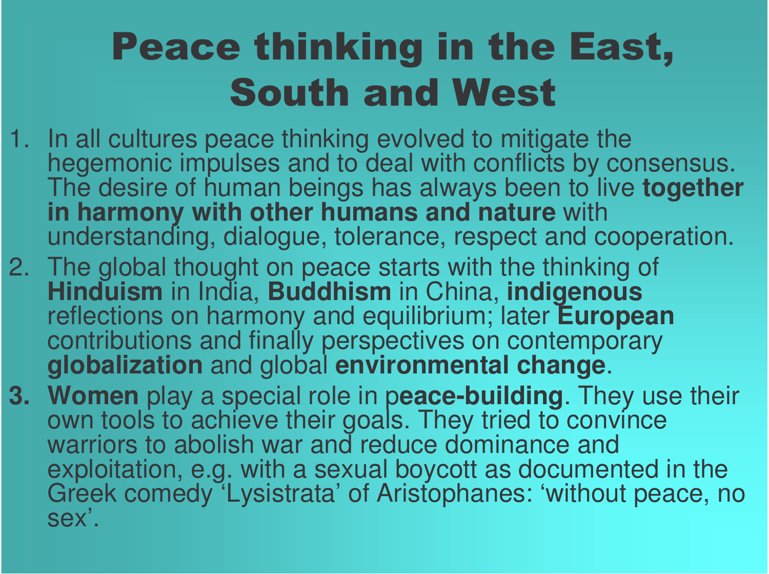# Peace thinking in the East, South and West

1. In all cultures peace thinking evolved to mitigate the hegemonic impulses and to deal with conflicts by consensus. The desire of human beings has always been to live **together in harmony with other humans and nature** with understanding, dialogue, tolerance, respect and cooperation.
2. The global thought on peace starts with the thinking of **Hinduism** in India, **Buddhism** in China, **indigenous** reflections on harmony and equilibrium; later **European** contributions and finally perspectives on contemporary **globalization** and global **environmental change**.
3. **Women** play a special role in p**eace-building**. They use their own tools to achieve their goals. They tried to convince warriors to abolish war and reduce dominance and exploitation, e.g. with a sexual boycott as documented in the Greek comedy 'Lysistrata' of Aristophanes: 'without peace, no sex'.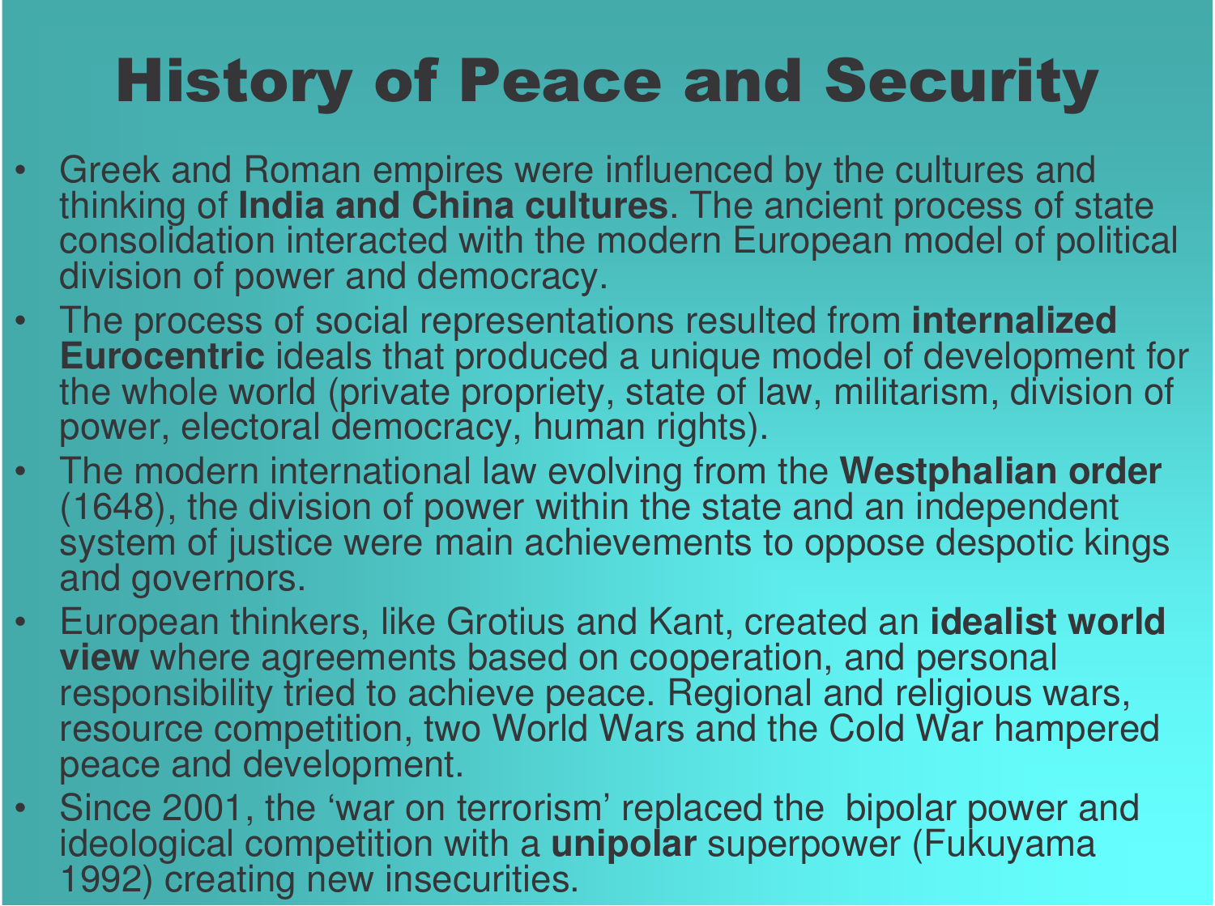# History of Peace and Security

- Greek and Roman empires were influenced by the cultures and thinking of **India and China cultures**. The ancient process of state consolidation interacted with the modern European model of political division of power and democracy.
- The process of social representations resulted from **internalized Eurocentric** ideals that produced a unique model of development for the whole world (private propriety, state of law, militarism, division of power, electoral democracy, human rights).
- The modern international law evolving from the **Westphalian order** (1648), the division of power within the state and an independent system of justice were main achievements to oppose despotic kings and governors.
- European thinkers, like Grotius and Kant, created an **idealist world view** where agreements based on cooperation, and personal responsibility tried to achieve peace. Regional and religious wars, resource competition, two World Wars and the Cold War hampered peace and development.
- Since 2001, the 'war on terrorism' replaced the bipolar power and ideological competition with a **unipolar** superpower (Fukuyama 1992) creating new insecurities.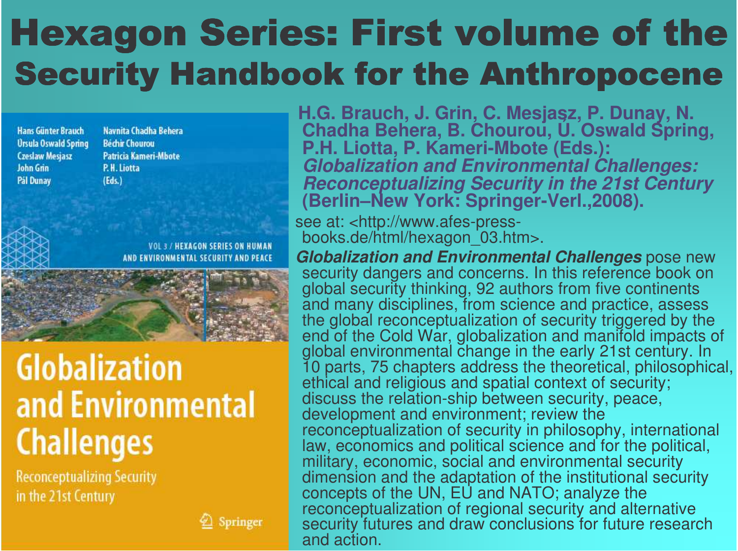# Hexagon Series: First volume of the Security Handbook for the Anthropocene

Hans Günter Brauch
Úrsula Oswald Spring
Czeslaw Mesjasz
John Grin
Pál Dunay
Navnita Chadha Behera
Béchir Chourou
Patricia Kameri-Mbote
P. H. Liotta
(Eds.)

VOL 3 / HEXAGON SERIES ON HUMAN AND ENVIRONMENTAL SECURITY AND PEACE

Globalization and Environmental Challenges

Reconceptualizing Security in the 21st Century

Springer

**H.G. Brauch, J. Grin, C. Mesjasz, P. Dunay, N. Chadha Behera, B. Chourou, U. Oswald Spring, P.H. Liotta, P. Kameri-Mbote (Eds.): *Globalization and Environmental Challenges: Reconceptualizing Security in the 21st Century* (Berlin–New York: Springer-Verl.,2008).**

see at: <http://www.afes-press-books.de/html/hexagon_03.htm>.

***Globalization and Environmental Challenges*** pose new security dangers and concerns. In this reference book on global security thinking, 92 authors from five continents and many disciplines, from science and practice, assess the global reconceptualization of security triggered by the end of the Cold War, globalization and manifold impacts of global environmental change in the early 21st century. In 10 parts, 75 chapters address the theoretical, philosophical, ethical and religious and spatial context of security; discuss the relation-ship between security, peace, development and environment; review the reconceptualization of security in philosophy, international law, economics and political science and for the political, military, economic, social and environmental security dimension and the adaptation of the institutional security concepts of the UN, EU and NATO; analyze the reconceptualization of regional security and alternative security futures and draw conclusions for future research and action.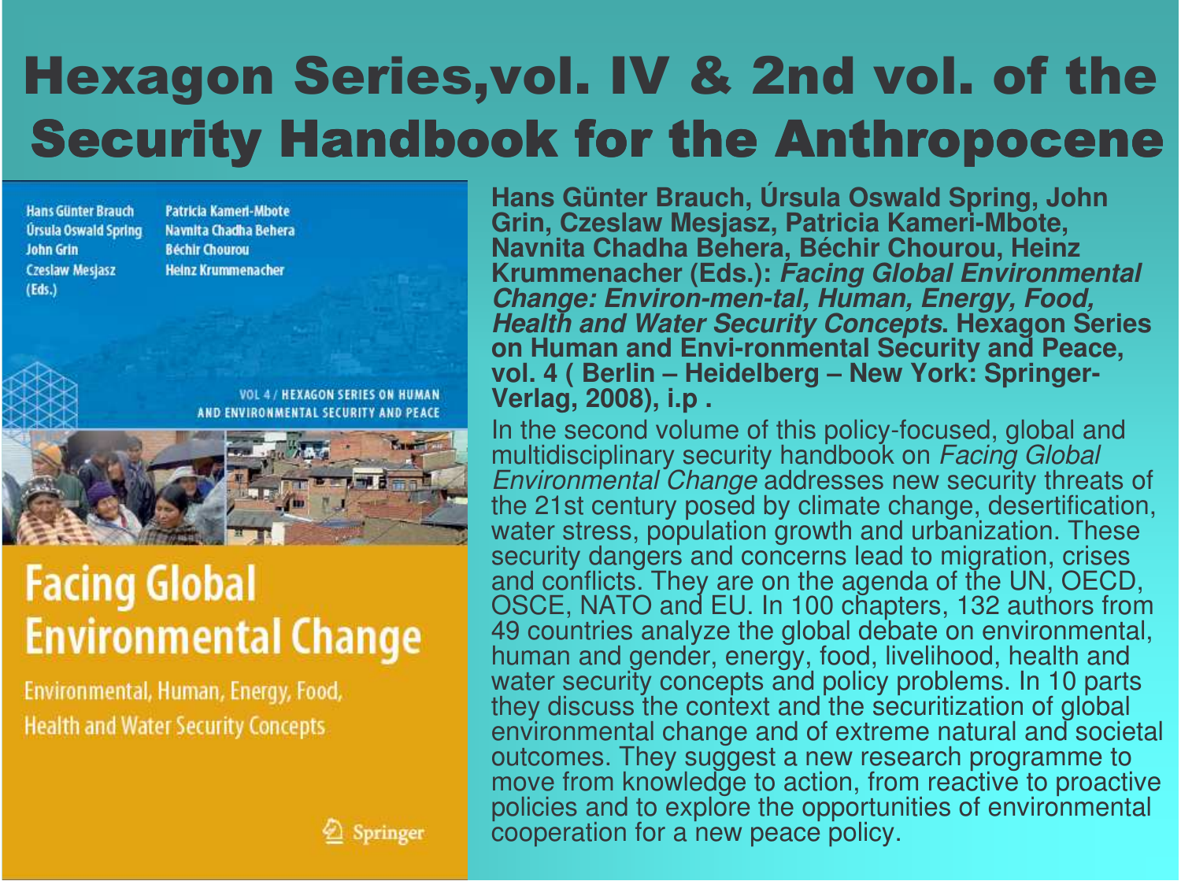# Hexagon Series,vol. IV & 2nd vol. of the Security Handbook for the Anthropocene

Hans Günter Brauch
Úrsula Oswald Spring
John Grin
Czeslaw Mesjasz
(Eds.)

Patricia Kameri-Mbote
Navnita Chadha Behera
Béchir Chourou
Heinz Krummenacher

VOL 4 / HEXAGON SERIES ON HUMAN AND ENVIRONMENTAL SECURITY AND PEACE

Facing Global Environmental Change

Environmental, Human, Energy, Food, Health and Water Security Concepts

Springer

**Hans Günter Brauch, Úrsula Oswald Spring, John Grin, Czeslaw Mesjasz, Patricia Kameri-Mbote, Navnita Chadha Behera, Béchir Chourou, Heinz Krummenacher (Eds.): *Facing Global Environmental Change: Environ-men-tal, Human, Energy, Food, Health and Water Security Concepts*. Hexagon Series on Human and Envi-ronmental Security and Peace, vol. 4 ( Berlin – Heidelberg – New York: Springer-Verlag, 2008), i.p .**

In the second volume of this policy-focused, global and multidisciplinary security handbook on *Facing Global Environmental Change* addresses new security threats of the 21st century posed by climate change, desertification, water stress, population growth and urbanization. These security dangers and concerns lead to migration, crises and conflicts. They are on the agenda of the UN, OECD, OSCE, NATO and EU. In 100 chapters, 132 authors from 49 countries analyze the global debate on environmental, human and gender, energy, food, livelihood, health and water security concepts and policy problems. In 10 parts they discuss the context and the securitization of global environmental change and of extreme natural and societal outcomes. They suggest a new research programme to move from knowledge to action, from reactive to proactive policies and to explore the opportunities of environmental cooperation for a new peace policy.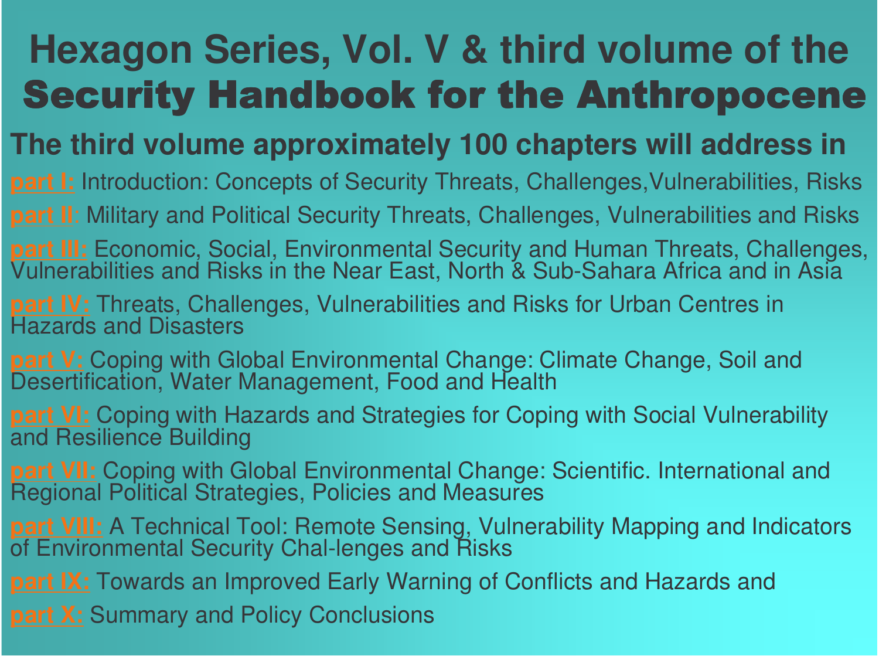# Hexagon Series, Vol. V & third volume of the Security Handbook for the Anthropocene

## The third volume approximately 100 chapters will address in

**part I:** Introduction: Concepts of Security Threats, Challenges,Vulnerabilities, Risks

**part II**: Military and Political Security Threats, Challenges, Vulnerabilities and Risks

**part III:** Economic, Social, Environmental Security and Human Threats, Challenges, Vulnerabilities and Risks in the Near East, North & Sub-Sahara Africa and in Asia

**part IV:** Threats, Challenges, Vulnerabilities and Risks for Urban Centres in Hazards and Disasters

**part V:** Coping with Global Environmental Change: Climate Change, Soil and Desertification, Water Management, Food and Health

**part VI:** Coping with Hazards and Strategies for Coping with Social Vulnerability and Resilience Building

**part VII:** Coping with Global Environmental Change: Scientific. International and Regional Political Strategies, Policies and Measures

**part VIII:** A Technical Tool: Remote Sensing, Vulnerability Mapping and Indicators of Environmental Security Chal-lenges and Risks

**part IX:** Towards an Improved Early Warning of Conflicts and Hazards and

**part X:** Summary and Policy Conclusions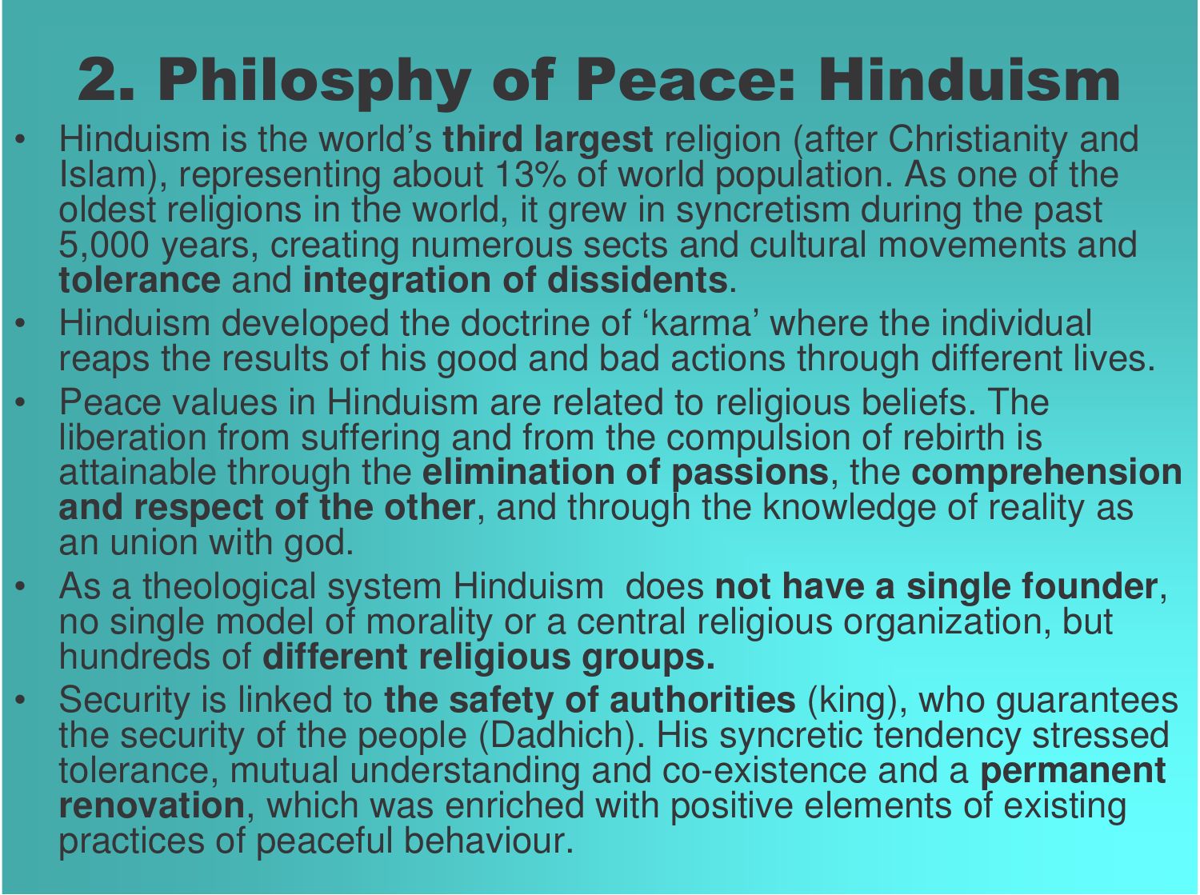# 2. Philosphy of Peace: Hinduism

- Hinduism is the world's **third largest** religion (after Christianity and Islam), representing about 13% of world population. As one of the oldest religions in the world, it grew in syncretism during the past 5,000 years, creating numerous sects and cultural movements and **tolerance** and **integration of dissidents**.
- Hinduism developed the doctrine of 'karma' where the individual reaps the results of his good and bad actions through different lives.
- Peace values in Hinduism are related to religious beliefs. The liberation from suffering and from the compulsion of rebirth is attainable through the **elimination of passions**, the **comprehension and respect of the other**, and through the knowledge of reality as an union with god.
- As a theological system Hinduism does **not have a single founder**, no single model of morality or a central religious organization, but hundreds of **different religious groups.**
- Security is linked to **the safety of authorities** (king), who guarantees the security of the people (Dadhich). His syncretic tendency stressed tolerance, mutual understanding and co-existence and a **permanent renovation**, which was enriched with positive elements of existing practices of peaceful behaviour.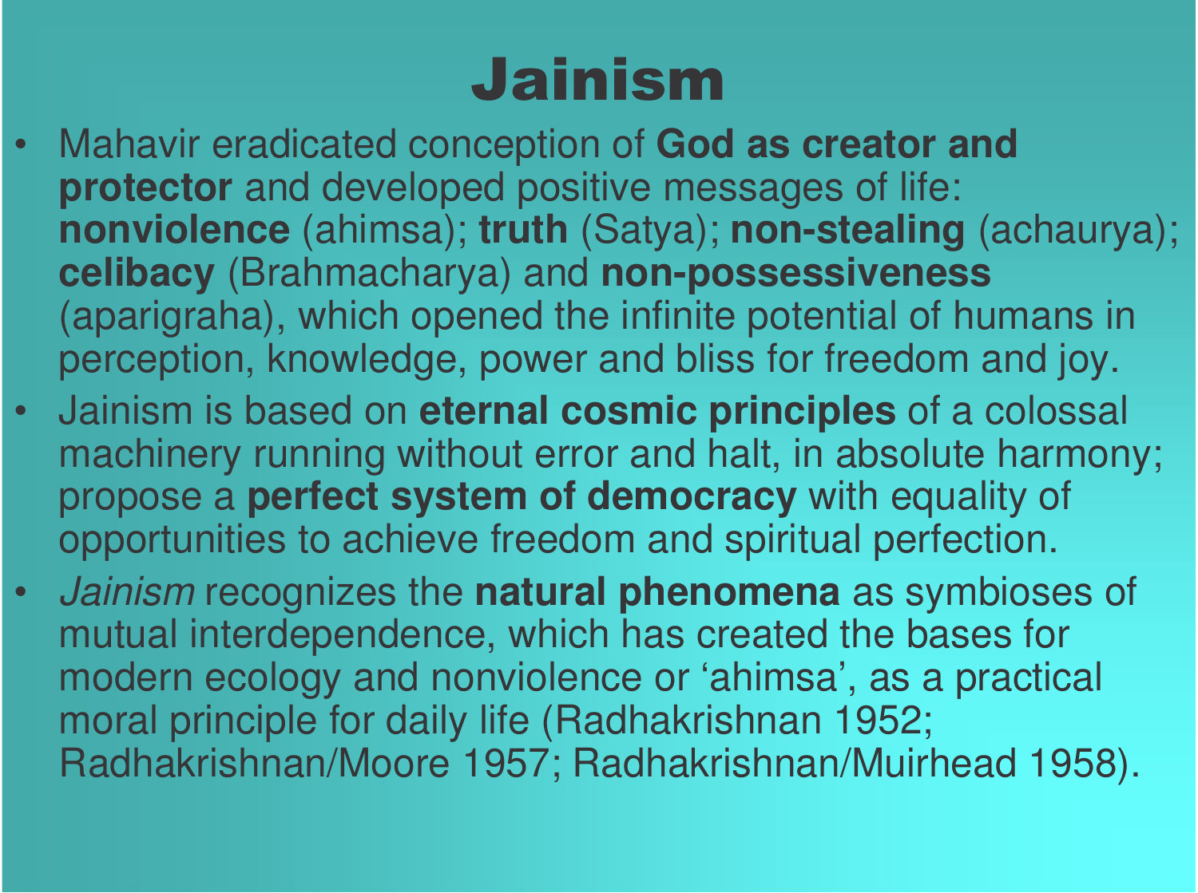# Jainism

- Mahavir eradicated conception of **God as creator and protector** and developed positive messages of life: **nonviolence** (ahimsa); **truth** (Satya); **non-stealing** (achaurya); **celibacy** (Brahmacharya) and **non-possessiveness** (aparigraha), which opened the infinite potential of humans in perception, knowledge, power and bliss for freedom and joy.
- Jainism is based on **eternal cosmic principles** of a colossal machinery running without error and halt, in absolute harmony; propose a **perfect system of democracy** with equality of opportunities to achieve freedom and spiritual perfection.
- *Jainism* recognizes the **natural phenomena** as symbioses of mutual interdependence, which has created the bases for modern ecology and nonviolence or 'ahimsa', as a practical moral principle for daily life (Radhakrishnan 1952; Radhakrishnan/Moore 1957; Radhakrishnan/Muirhead 1958).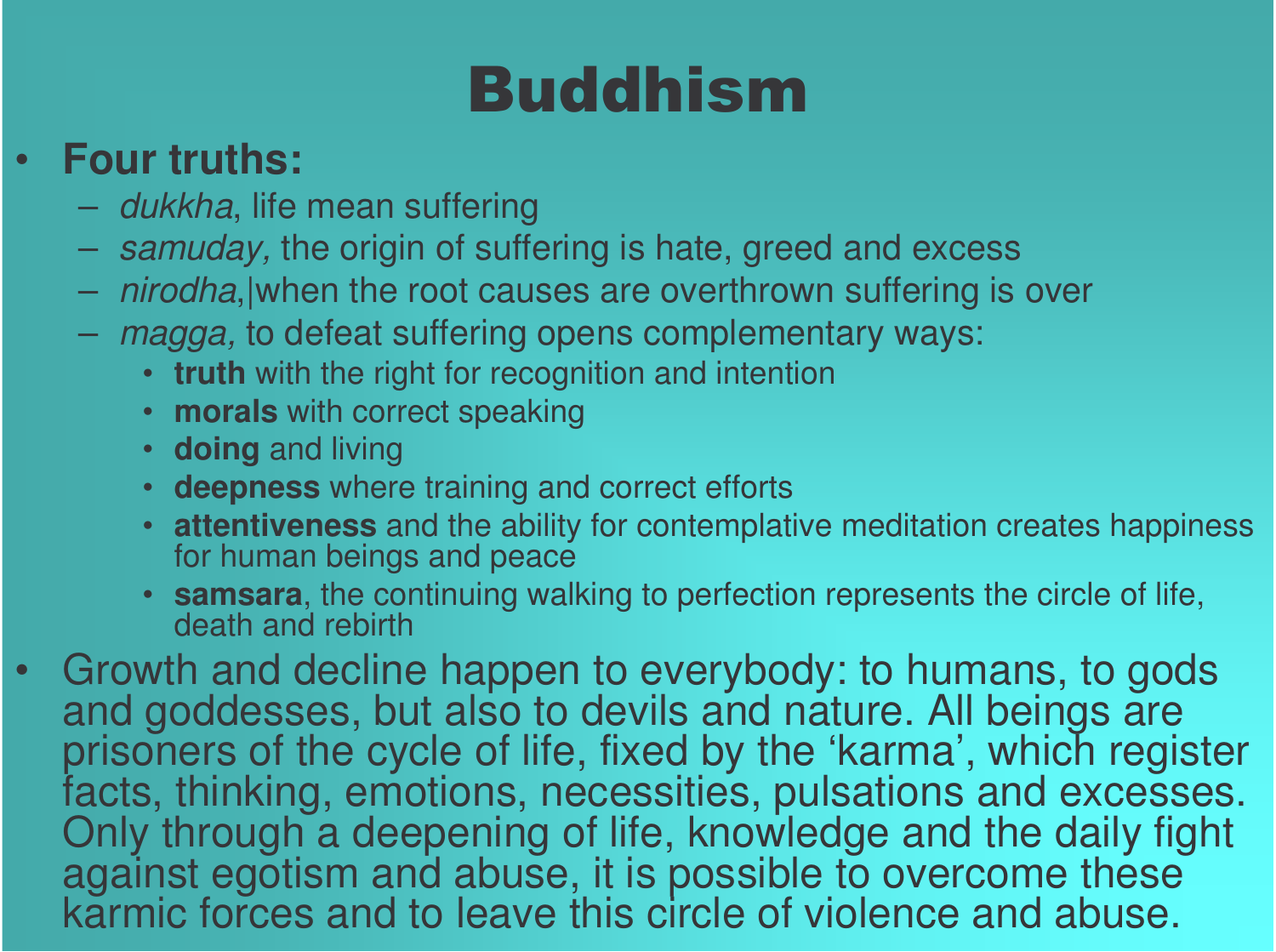# Buddhism

- **Four truths:**
  - *dukkha*, life mean suffering
  - *samuday,* the origin of suffering is hate, greed and excess
  - *nirodha*,|when the root causes are overthrown suffering is over
  - *magga,* to defeat suffering opens complementary ways:
    - **truth** with the right for recognition and intention
    - **morals** with correct speaking
    - **doing** and living
    - **deepness** where training and correct efforts
    - **attentiveness** and the ability for contemplative meditation creates happiness for human beings and peace
    - **samsara**, the continuing walking to perfection represents the circle of life, death and rebirth
- Growth and decline happen to everybody: to humans, to gods and goddesses, but also to devils and nature. All beings are prisoners of the cycle of life, fixed by the 'karma', which register facts, thinking, emotions, necessities, pulsations and excesses. Only through a deepening of life, knowledge and the daily fight against egotism and abuse, it is possible to overcome these karmic forces and to leave this circle of violence and abuse.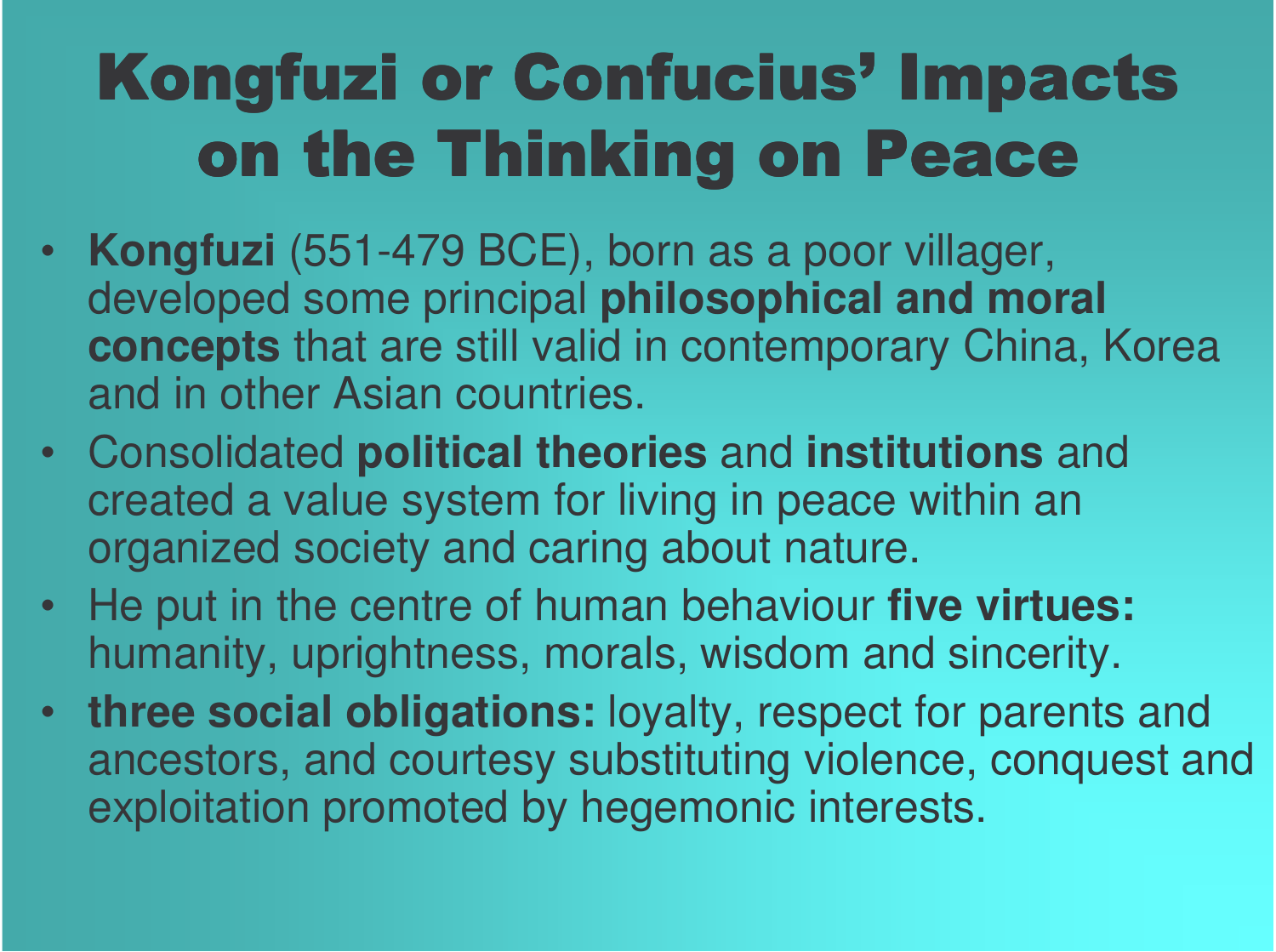# Kongfuzi or Confucius' Impacts on the Thinking on Peace

- **Kongfuzi** (551-479 BCE), born as a poor villager, developed some principal **philosophical and moral concepts** that are still valid in contemporary China, Korea and in other Asian countries.
- Consolidated **political theories** and **institutions** and created a value system for living in peace within an organized society and caring about nature.
- He put in the centre of human behaviour **five virtues:** humanity, uprightness, morals, wisdom and sincerity.
- **three social obligations:** loyalty, respect for parents and ancestors, and courtesy substituting violence, conquest and exploitation promoted by hegemonic interests.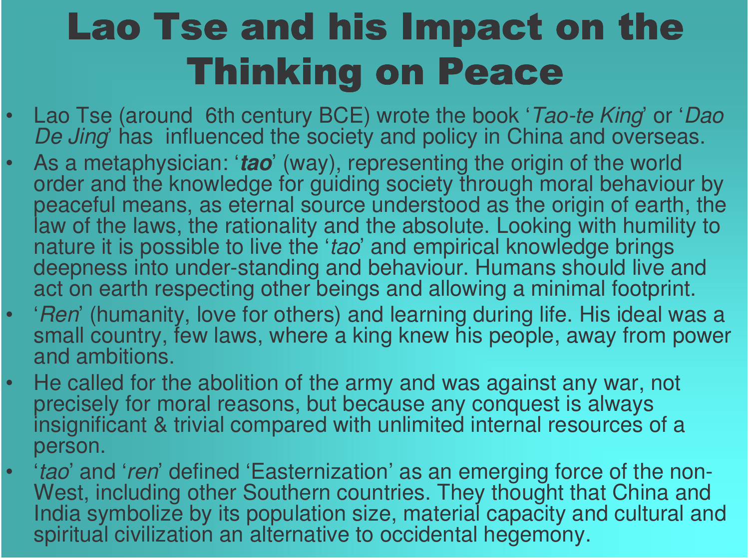# Lao Tse and his Impact on the Thinking on Peace

- Lao Tse (around 6th century BCE) wrote the book '*Tao-te King*' or '*Dao De Jing*' has influenced the society and policy in China and overseas.
- As a metaphysician: '***tao***' (way), representing the origin of the world order and the knowledge for guiding society through moral behaviour by peaceful means, as eternal source understood as the origin of earth, the law of the laws, the rationality and the absolute. Looking with humility to nature it is possible to live the '*tao*' and empirical knowledge brings deepness into under-standing and behaviour. Humans should live and act on earth respecting other beings and allowing a minimal footprint.
- '*Ren*' (humanity, love for others) and learning during life. His ideal was a small country, few laws, where a king knew his people, away from power and ambitions.
- He called for the abolition of the army and was against any war, not precisely for moral reasons, but because any conquest is always insignificant & trivial compared with unlimited internal resources of a person.
- '*tao*' and '*ren*' defined 'Easternization' as an emerging force of the non-West, including other Southern countries. They thought that China and India symbolize by its population size, material capacity and cultural and spiritual civilization an alternative to occidental hegemony.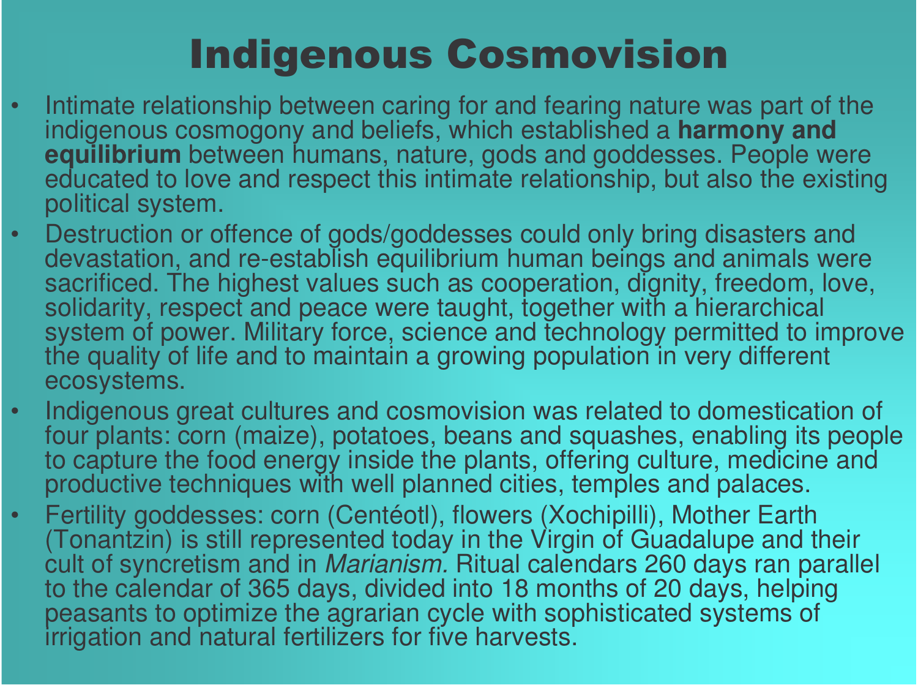# Indigenous Cosmovision

- Intimate relationship between caring for and fearing nature was part of the indigenous cosmogony and beliefs, which established a **harmony and equilibrium** between humans, nature, gods and goddesses. People were educated to love and respect this intimate relationship, but also the existing political system.
- Destruction or offence of gods/goddesses could only bring disasters and devastation, and re-establish equilibrium human beings and animals were sacrificed. The highest values such as cooperation, dignity, freedom, love, solidarity, respect and peace were taught, together with a hierarchical system of power. Military force, science and technology permitted to improve the quality of life and to maintain a growing population in very different ecosystems.
- Indigenous great cultures and cosmovision was related to domestication of four plants: corn (maize), potatoes, beans and squashes, enabling its people to capture the food energy inside the plants, offering culture, medicine and productive techniques with well planned cities, temples and palaces.
- Fertility goddesses: corn (Centéotl), flowers (Xochipilli), Mother Earth (Tonantzin) is still represented today in the Virgin of Guadalupe and their cult of syncretism and in *Marianism.* Ritual calendars 260 days ran parallel to the calendar of 365 days, divided into 18 months of 20 days, helping peasants to optimize the agrarian cycle with sophisticated systems of irrigation and natural fertilizers for five harvests.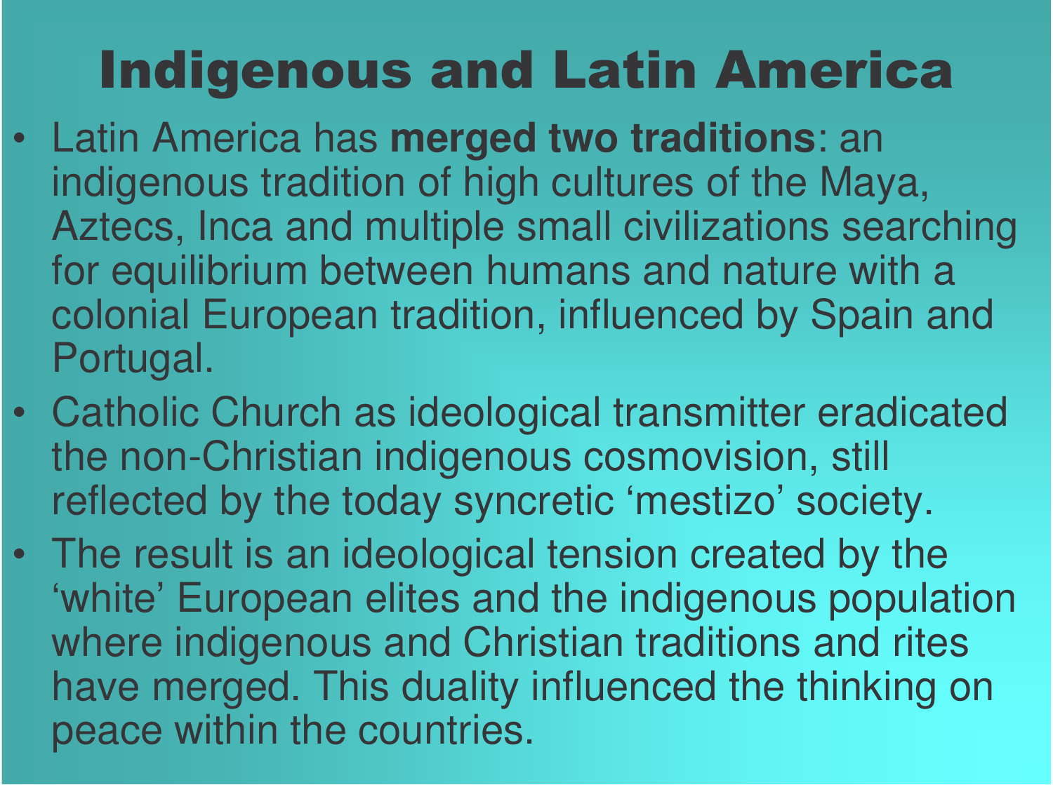# Indigenous and Latin America

- Latin America has **merged two traditions**: an indigenous tradition of high cultures of the Maya, Aztecs, Inca and multiple small civilizations searching for equilibrium between humans and nature with a colonial European tradition, influenced by Spain and Portugal.
- Catholic Church as ideological transmitter eradicated the non-Christian indigenous cosmovision, still reflected by the today syncretic 'mestizo' society.
- The result is an ideological tension created by the 'white' European elites and the indigenous population where indigenous and Christian traditions and rites have merged. This duality influenced the thinking on peace within the countries.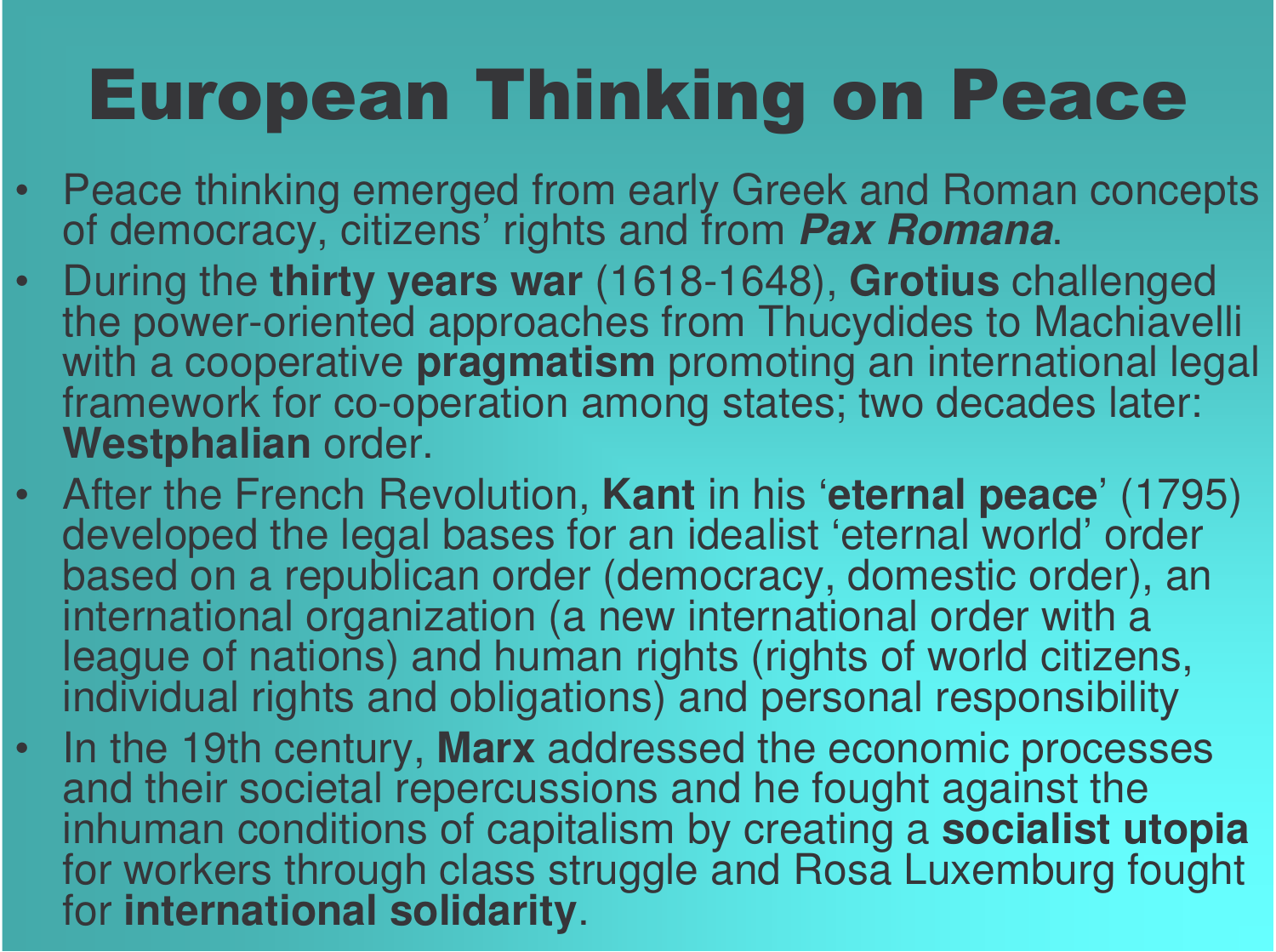# European Thinking on Peace

- Peace thinking emerged from early Greek and Roman concepts of democracy, citizens' rights and from ***Pax Romana***.
- During the **thirty years war** (1618-1648), **Grotius** challenged the power-oriented approaches from Thucydides to Machiavelli with a cooperative **pragmatism** promoting an international legal framework for co-operation among states; two decades later: **Westphalian** order.
- After the French Revolution, **Kant** in his '**eternal peace**' (1795) developed the legal bases for an idealist 'eternal world' order based on a republican order (democracy, domestic order), an international organization (a new international order with a league of nations) and human rights (rights of world citizens, individual rights and obligations) and personal responsibility
- In the 19th century, **Marx** addressed the economic processes and their societal repercussions and he fought against the inhuman conditions of capitalism by creating a **socialist utopia** for workers through class struggle and Rosa Luxemburg fought for **international solidarity**.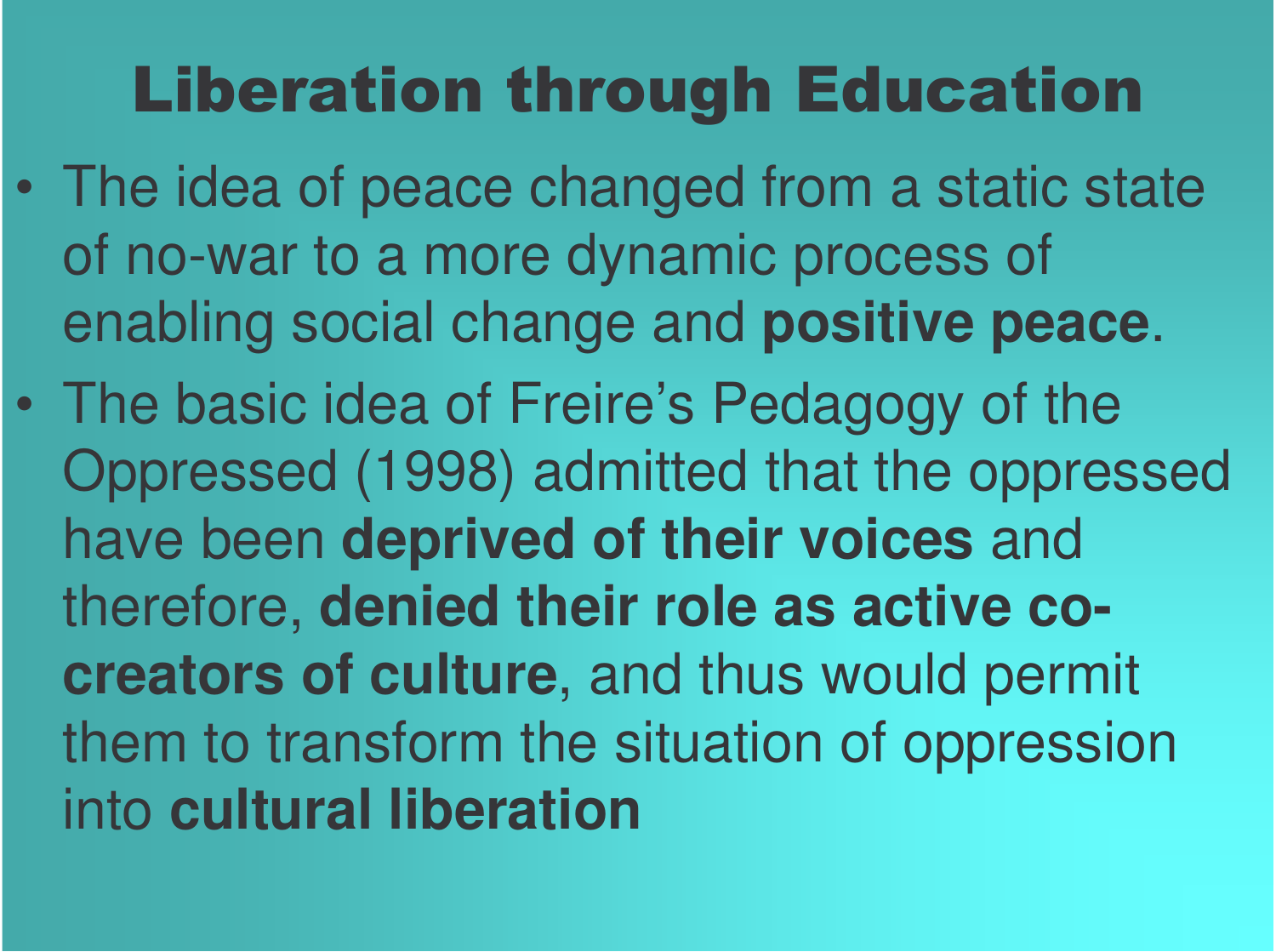# Liberation through Education

- The idea of peace changed from a static state of no-war to a more dynamic process of enabling social change and **positive peace**.
- The basic idea of Freire's Pedagogy of the Oppressed (1998) admitted that the oppressed have been **deprived of their voices** and therefore, **denied their role as active co-creators of culture**, and thus would permit them to transform the situation of oppression into **cultural liberation**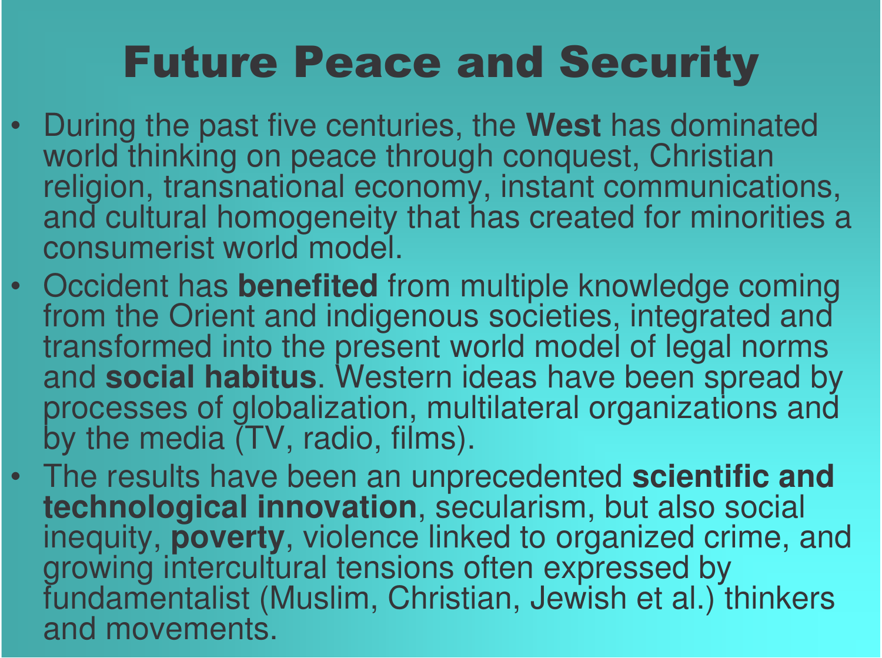# Future Peace and Security

- During the past five centuries, the **West** has dominated world thinking on peace through conquest, Christian religion, transnational economy, instant communications, and cultural homogeneity that has created for minorities a consumerist world model.
- Occident has **benefited** from multiple knowledge coming from the Orient and indigenous societies, integrated and transformed into the present world model of legal norms and **social habitus**. Western ideas have been spread by processes of globalization, multilateral organizations and by the media (TV, radio, films).
- The results have been an unprecedented **scientific and technological innovation**, secularism, but also social inequity, **poverty**, violence linked to organized crime, and growing intercultural tensions often expressed by fundamentalist (Muslim, Christian, Jewish et al.) thinkers and movements.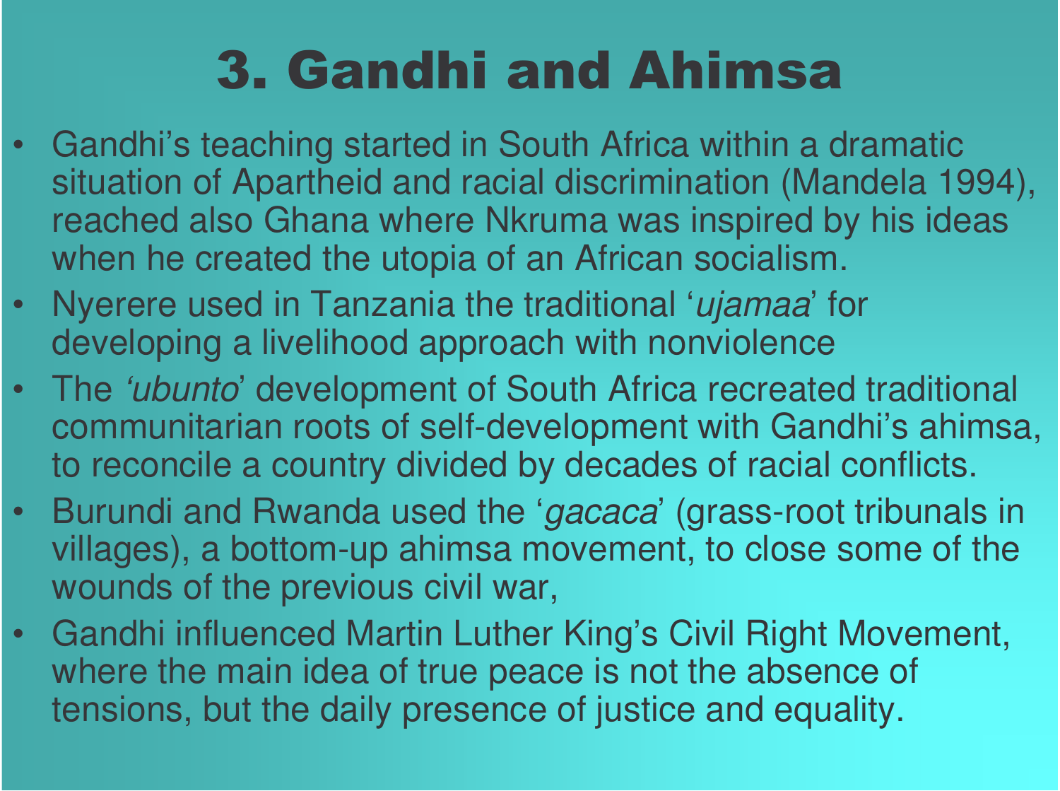# 3. Gandhi and Ahimsa

- Gandhi's teaching started in South Africa within a dramatic situation of Apartheid and racial discrimination (Mandela 1994), reached also Ghana where Nkruma was inspired by his ideas when he created the utopia of an African socialism.
- Nyerere used in Tanzania the traditional '*ujamaa*' for developing a livelihood approach with nonviolence
- The *'ubunto*' development of South Africa recreated traditional communitarian roots of self-development with Gandhi's ahimsa, to reconcile a country divided by decades of racial conflicts.
- Burundi and Rwanda used the '*gacaca*' (grass-root tribunals in villages), a bottom-up ahimsa movement, to close some of the wounds of the previous civil war,
- Gandhi influenced Martin Luther King's Civil Right Movement, where the main idea of true peace is not the absence of tensions, but the daily presence of justice and equality.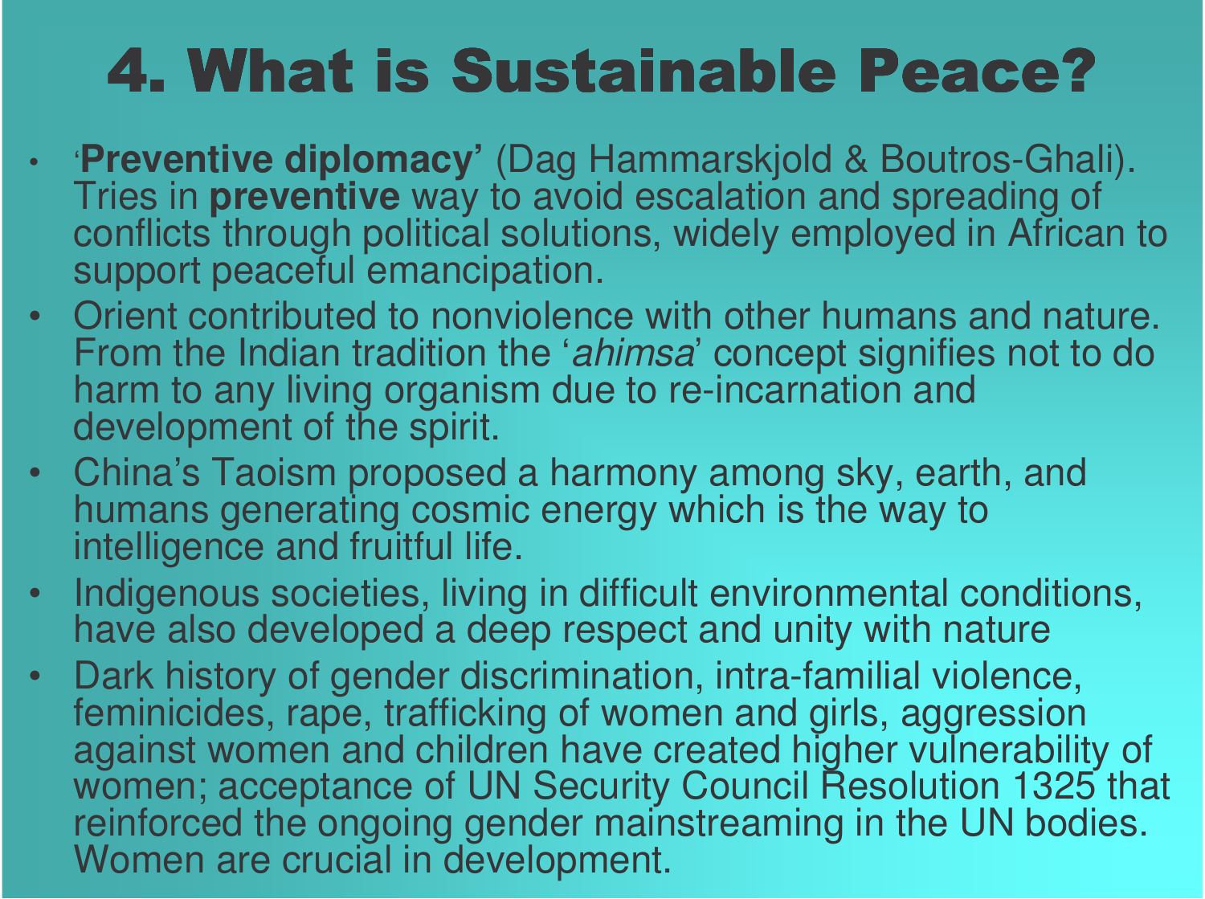# 4. What is Sustainable Peace?

- ‘**Preventive diplomacy’** (Dag Hammarskjold & Boutros-Ghali). Tries in **preventive** way to avoid escalation and spreading of conflicts through political solutions, widely employed in African to support peaceful emancipation.
- Orient contributed to nonviolence with other humans and nature. From the Indian tradition the ‘*ahimsa*’ concept signifies not to do harm to any living organism due to re-incarnation and development of the spirit.
- China’s Taoism proposed a harmony among sky, earth, and humans generating cosmic energy which is the way to intelligence and fruitful life.
- Indigenous societies, living in difficult environmental conditions, have also developed a deep respect and unity with nature
- Dark history of gender discrimination, intra-familial violence, feminicides, rape, trafficking of women and girls, aggression against women and children have created higher vulnerability of women; acceptance of UN Security Council Resolution 1325 that reinforced the ongoing gender mainstreaming in the UN bodies. Women are crucial in development.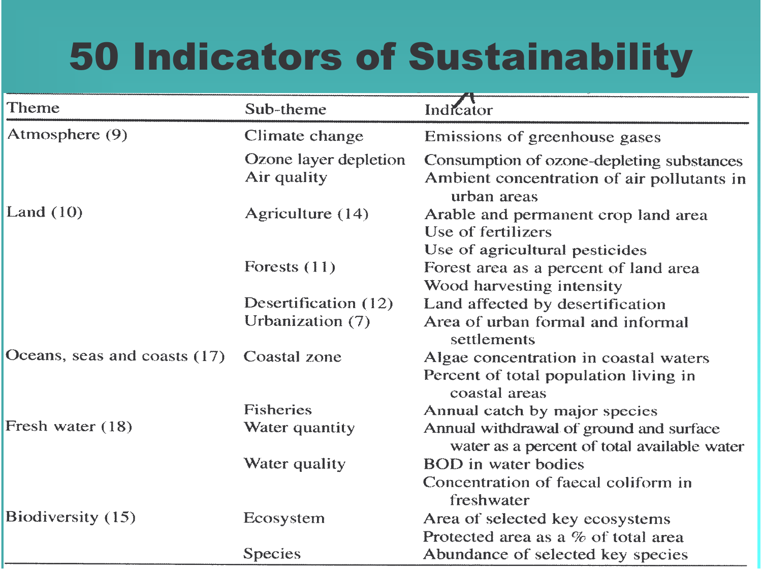# 50 Indicators of Sustainability

| Theme | Sub-theme | Indicator |
|---|---|---|
| Atmosphere (9) | Climate change | Emissions of greenhouse gases |
| | Ozone layer depletion | Consumption of ozone-depleting substances |
| | Air quality | Ambient concentration of air pollutants in urban areas |
| Land (10) | Agriculture (14) | Arable and permanent crop land area |
| | | Use of fertilizers |
| | | Use of agricultural pesticides |
| | Forests (11) | Forest area as a percent of land area |
| | | Wood harvesting intensity |
| | Desertification (12) | Land affected by desertification |
| | Urbanization (7) | Area of urban formal and informal settlements |
| Oceans, seas and coasts (17) | Coastal zone | Algae concentration in coastal waters |
| | | Percent of total population living in coastal areas |
| | Fisheries | Annual catch by major species |
| Fresh water (18) | Water quantity | Annual withdrawal of ground and surface water as a percent of total available water |
| | Water quality | BOD in water bodies |
| | | Concentration of faecal coliform in freshwater |
| Biodiversity (15) | Ecosystem | Area of selected key ecosystems |
| | | Protected area as a % of total area |
| | Species | Abundance of selected key species |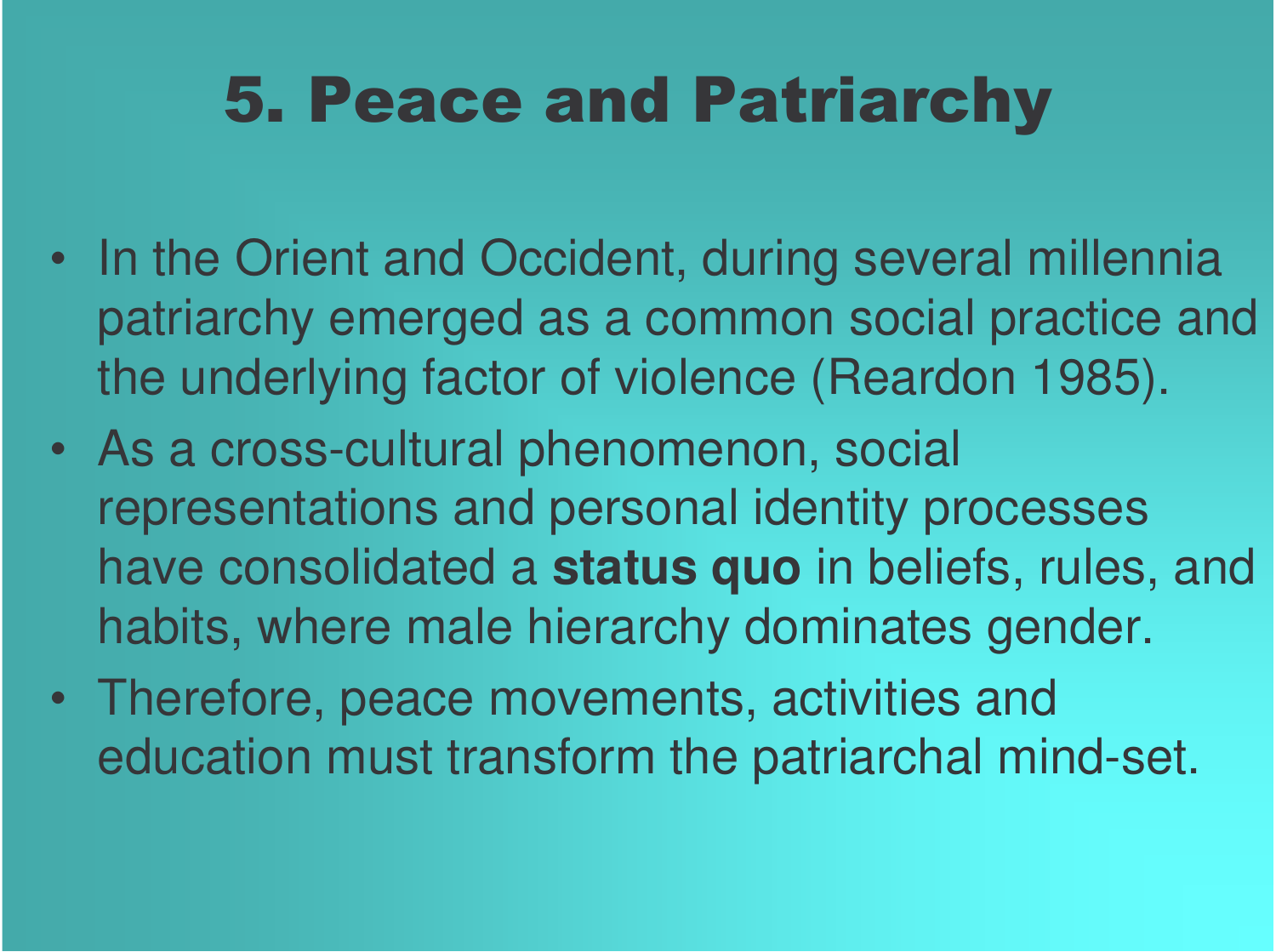# 5. Peace and Patriarchy

- In the Orient and Occident, during several millennia patriarchy emerged as a common social practice and the underlying factor of violence (Reardon 1985).
- As a cross-cultural phenomenon, social representations and personal identity processes have consolidated a **status quo** in beliefs, rules, and habits, where male hierarchy dominates gender.
- Therefore, peace movements, activities and education must transform the patriarchal mind-set.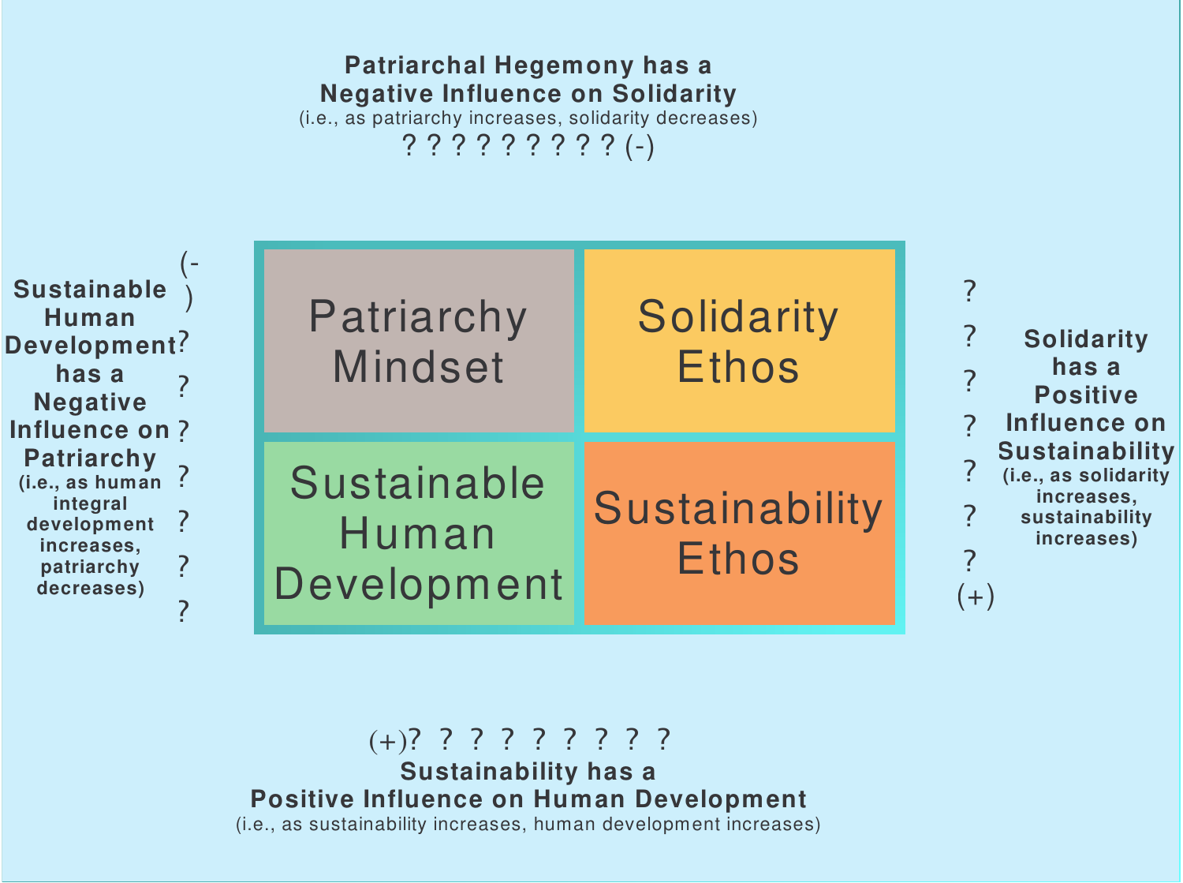**Patriarchal Hegemony has a Negative Influence on Solidarity**
(i.e., as patriarchy increases, solidarity decreases)
? ? ? ? ? ? ? ? ? (-)

| Patriarchy Mindset | Solidarity Ethos |
| --- | --- |
| Sustainable Human Development | Sustainability Ethos |

**Sustainable Human Development has a Negative Influence on Patriarchy**
(i.e., as human integral development increases, patriarchy decreases)
(-) ? ? ? ? ? ? ?

**Solidarity has a Positive Influence on Sustainability**
(i.e., as solidarity increases, sustainability increases)
? ? ? ? ? ? ? (+)

(+)? ? ? ? ? ? ? ? ?
**Sustainability has a Positive Influence on Human Development**
(i.e., as sustainability increases, human development increases)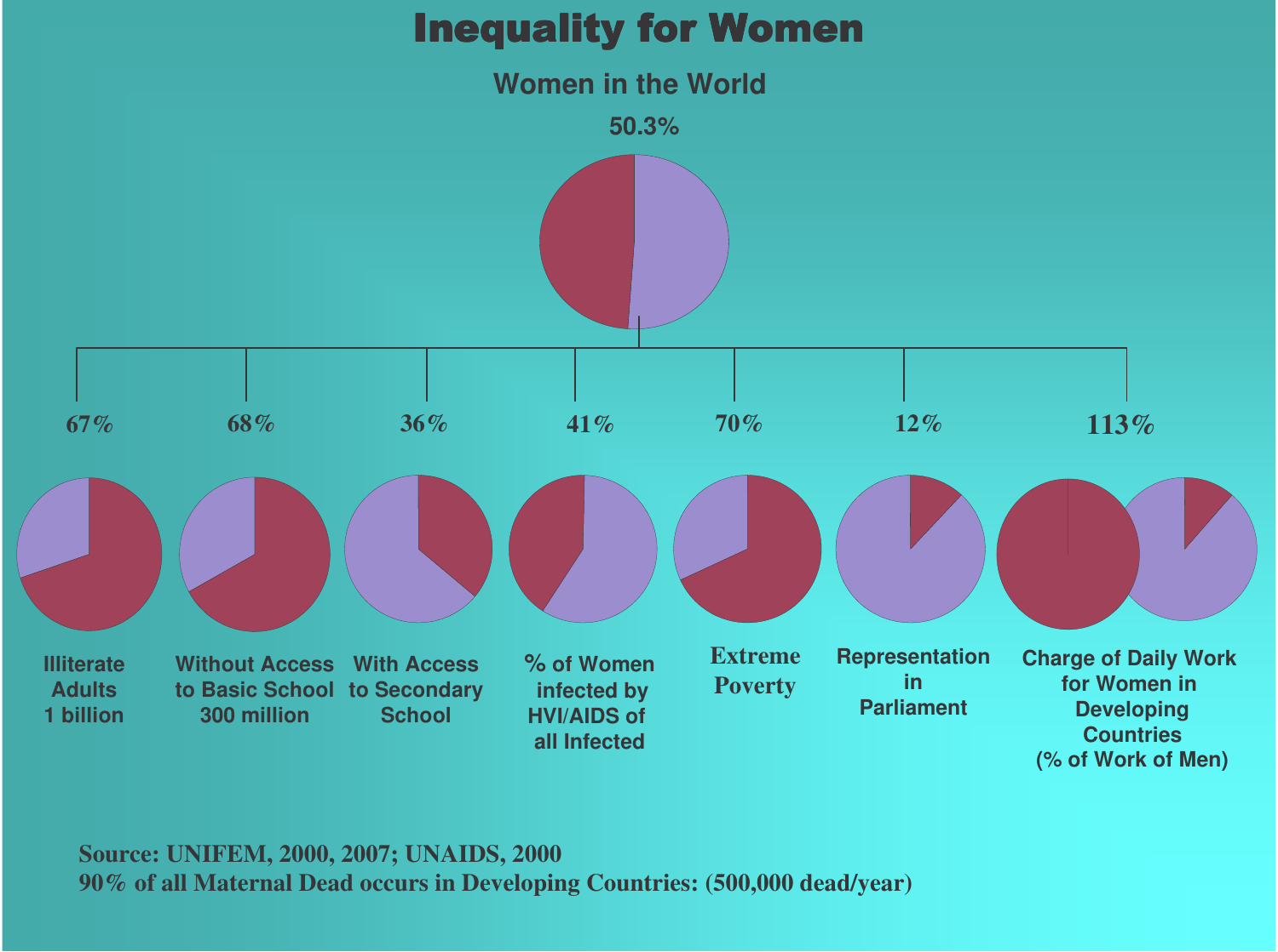# Inequality for Women

## Women in the World

50.3%

| Indicator | Value |
|---|---|
| Illiterate Adults 1 billion | 67% |
| Without Access to Basic School 300 million | 68% |
| With Access to Secondary School | 36% |
| % of Women infected by HVI/AIDS of all Infected | 41% |
| Extreme Poverty | 70% |
| Representation in Parliament | 12% |
| Charge of Daily Work for Women in Developing Countries (% of Work of Men) | 113% |

**Source: UNIFEM, 2000, 2007; UNAIDS, 2000**

**90% of all Maternal Dead occurs in Developing Countries: (500,000 dead/year)**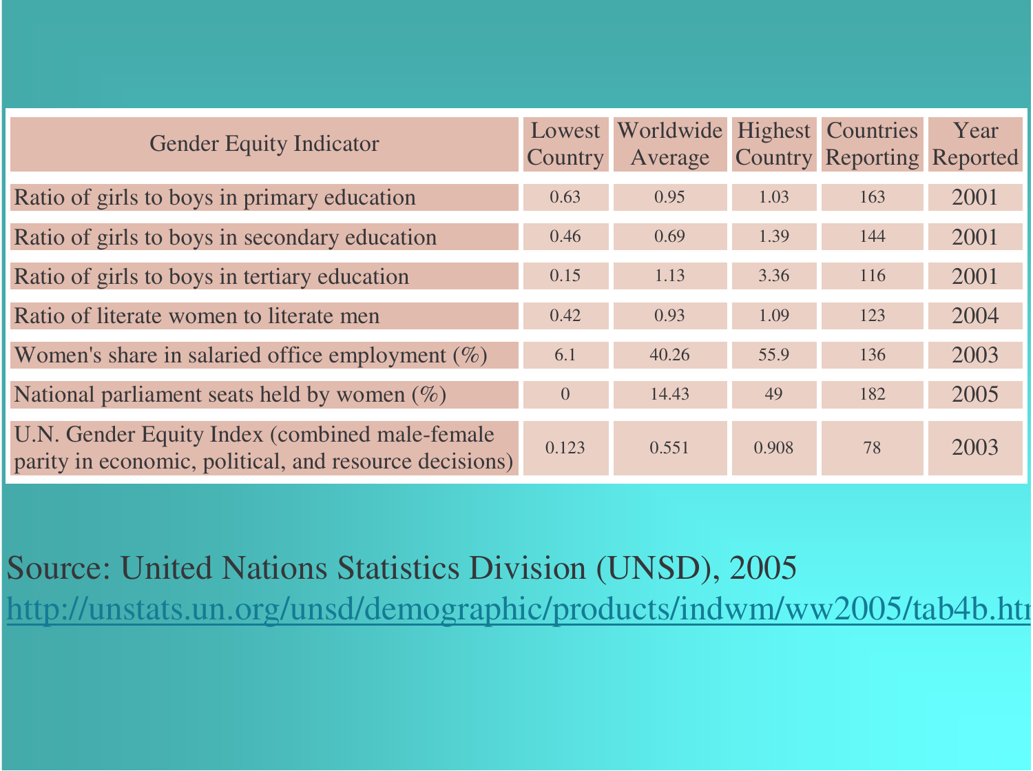| Gender Equity Indicator | Lowest Country | Worldwide Average | Highest Country | Countries Reporting | Year Reported |
|---|---|---|---|---|---|
| Ratio of girls to boys in primary education | 0.63 | 0.95 | 1.03 | 163 | 2001 |
| Ratio of girls to boys in secondary education | 0.46 | 0.69 | 1.39 | 144 | 2001 |
| Ratio of girls to boys in tertiary education | 0.15 | 1.13 | 3.36 | 116 | 2001 |
| Ratio of literate women to literate men | 0.42 | 0.93 | 1.09 | 123 | 2004 |
| Women's share in salaried office employment (%) | 6.1 | 40.26 | 55.9 | 136 | 2003 |
| National parliament seats held by women (%) | 0 | 14.43 | 49 | 182 | 2005 |
| U.N. Gender Equity Index (combined male-female parity in economic, political, and resource decisions) | 0.123 | 0.551 | 0.908 | 78 | 2003 |

Source: United Nations Statistics Division (UNSD), 2005
http://unstats.un.org/unsd/demographic/products/indwm/ww2005/tab4b.htm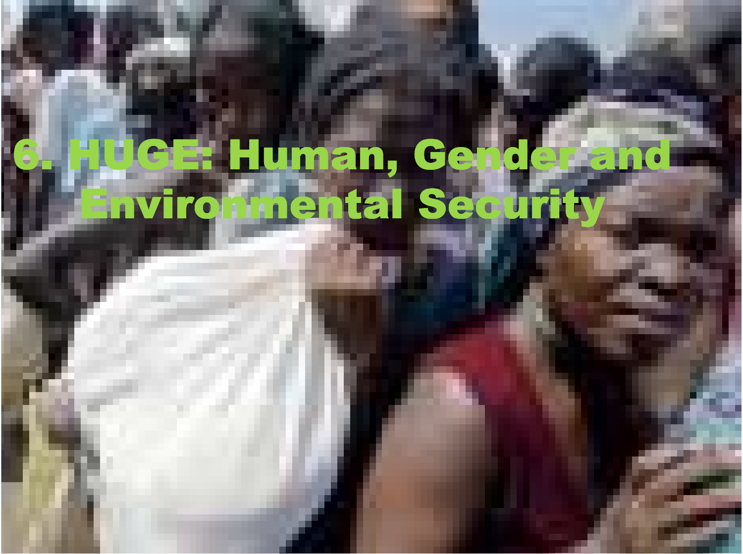# 6. HUGE: Human, Gender and Environmental Security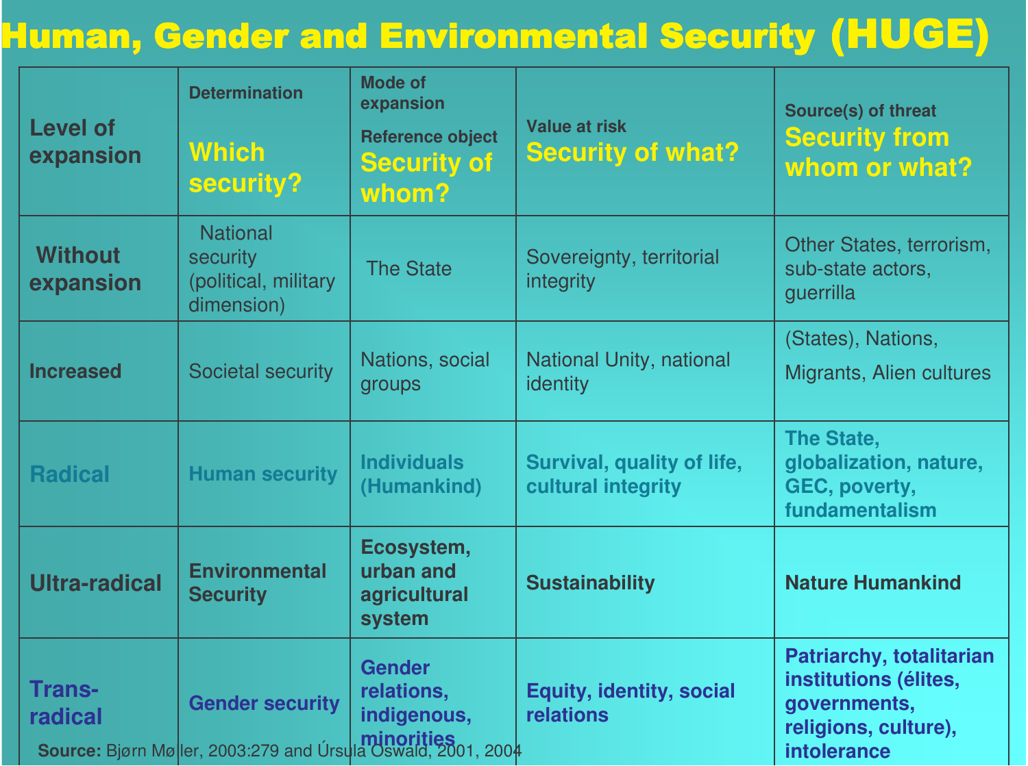# Human, Gender and Environmental Security (HUGE)

| Level of expansion | Determination **Which security?** | Mode of expansion Reference object **Security of whom?** | Value at risk **Security of what?** | Source(s) of threat **Security from whom or what?** |
| --- | --- | --- | --- | --- |
| Without expansion | National security (political, military dimension) | The State | Sovereignty, territorial integrity | Other States, terrorism, sub-state actors, guerrilla |
| Increased | Societal security | Nations, social groups | National Unity, national identity | (States), Nations, Migrants, Alien cultures |
| **Radical** | **Human security** | **Individuals (Humankind)** | **Survival, quality of life, cultural integrity** | **The State, globalization, nature, GEC, poverty, fundamentalism** |
| **Ultra-radical** | **Environmental Security** | **Ecosystem, urban and agricultural system** | **Sustainability** | **Nature Humankind** |
| **Trans-radical** | **Gender security** | **Gender relations, indigenous, minorities** | **Equity, identity, social relations** | **Patriarchy, totalitarian institutions (élites, governments, religions, culture), intolerance** |

**Source:** Bjørn Møller, 2003:279 and Úrsula Oswald, 2001, 2004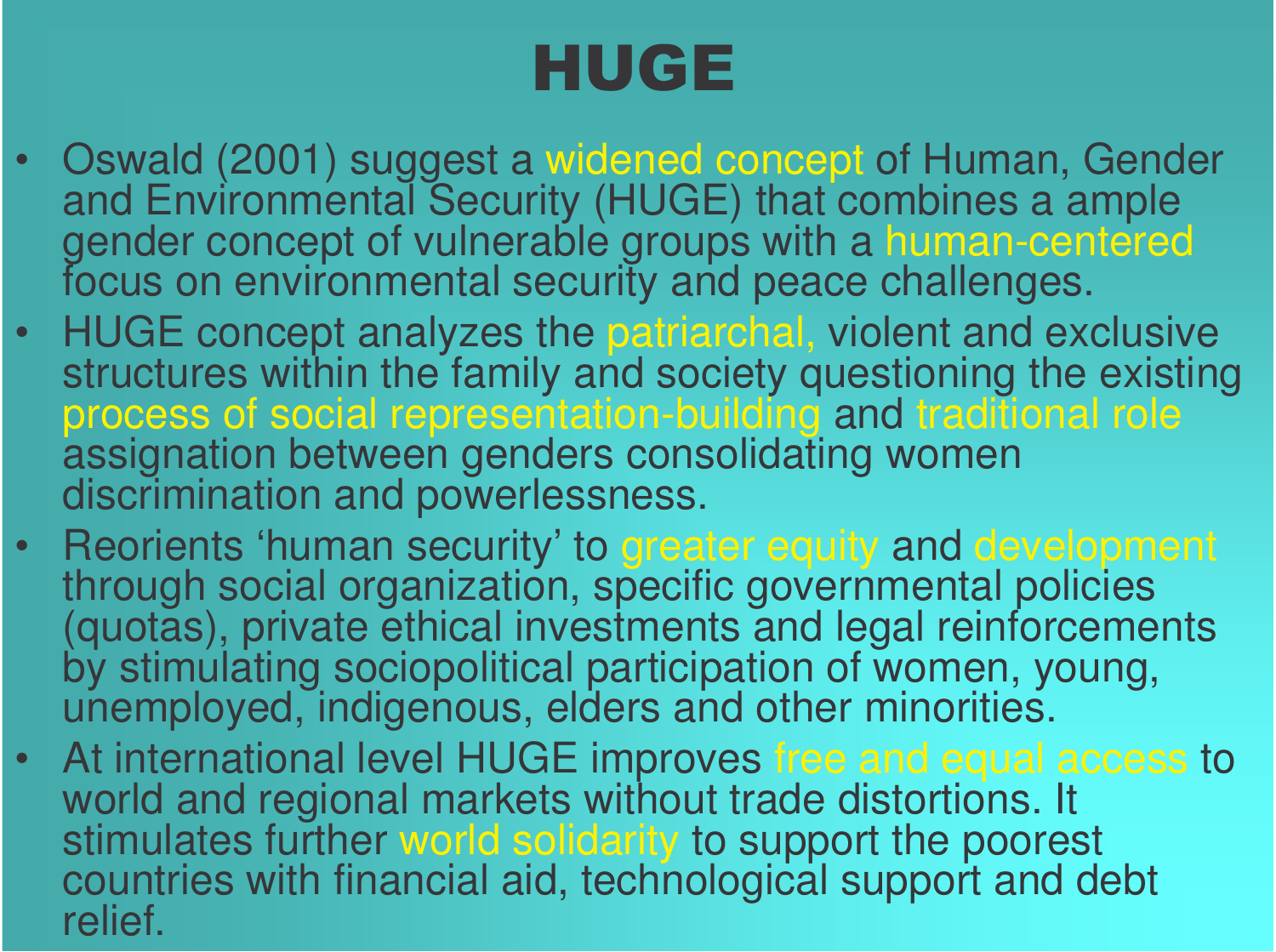# HUGE

- Oswald (2001) suggest a widened concept of Human, Gender and Environmental Security (HUGE) that combines a ample gender concept of vulnerable groups with a human-centered focus on environmental security and peace challenges.
- HUGE concept analyzes the patriarchal, violent and exclusive structures within the family and society questioning the existing process of social representation-building and traditional role assignation between genders consolidating women discrimination and powerlessness.
- Reorients 'human security' to greater equity and development through social organization, specific governmental policies (quotas), private ethical investments and legal reinforcements by stimulating sociopolitical participation of women, young, unemployed, indigenous, elders and other minorities.
- At international level HUGE improves free and equal access to world and regional markets without trade distortions. It stimulates further world solidarity to support the poorest countries with financial aid, technological support and debt relief.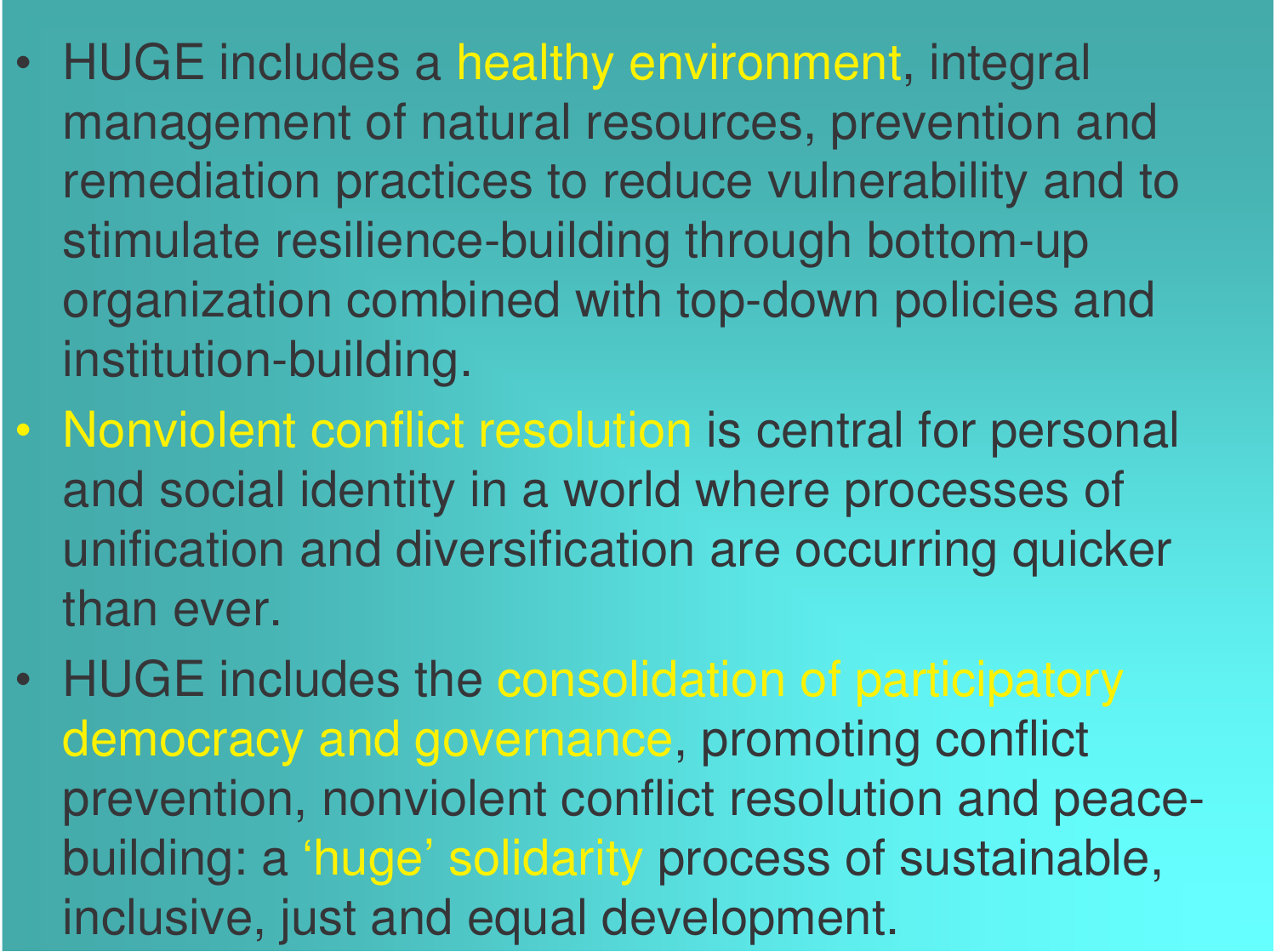- HUGE includes a healthy environment, integral management of natural resources, prevention and remediation practices to reduce vulnerability and to stimulate resilience-building through bottom-up organization combined with top-down policies and institution-building.
- Nonviolent conflict resolution is central for personal and social identity in a world where processes of unification and diversification are occurring quicker than ever.
- HUGE includes the consolidation of participatory democracy and governance, promoting conflict prevention, nonviolent conflict resolution and peace-building: a 'huge' solidarity process of sustainable, inclusive, just and equal development.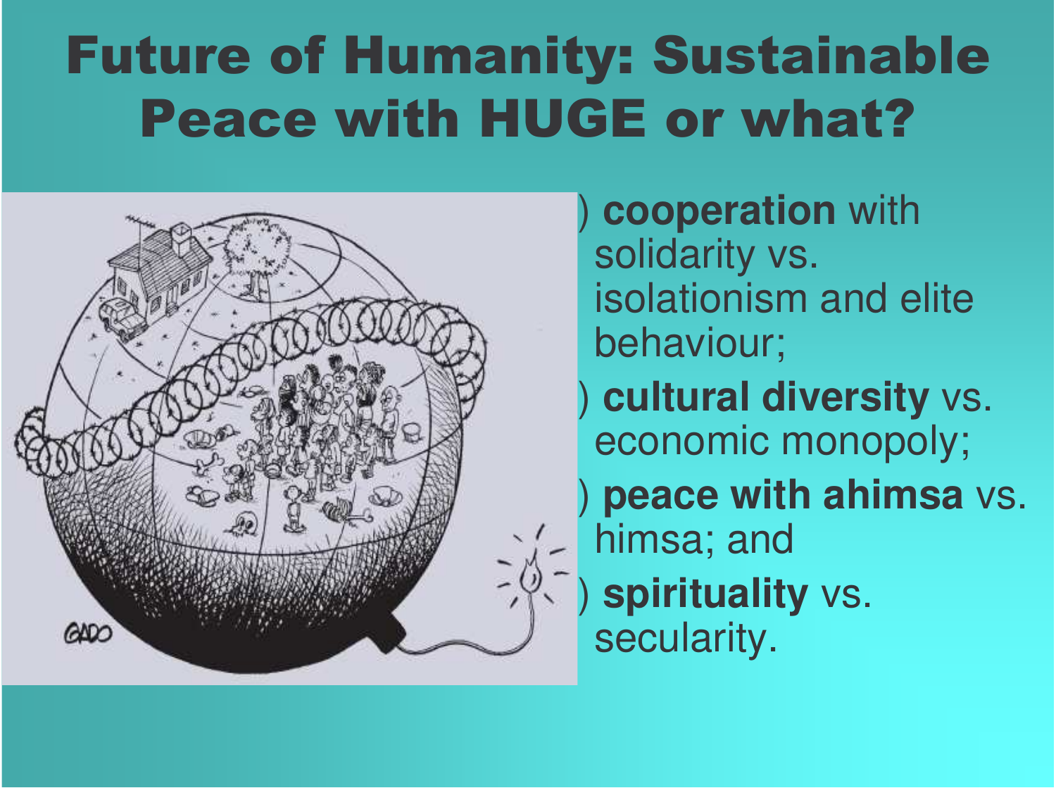# Future of Humanity: Sustainable Peace with HUGE or what?

- **cooperation** with solidarity vs. isolationism and elite behaviour;
- **cultural diversity** vs. economic monopoly;
- **peace with ahimsa** vs. himsa; and
- **spirituality** vs. secularity.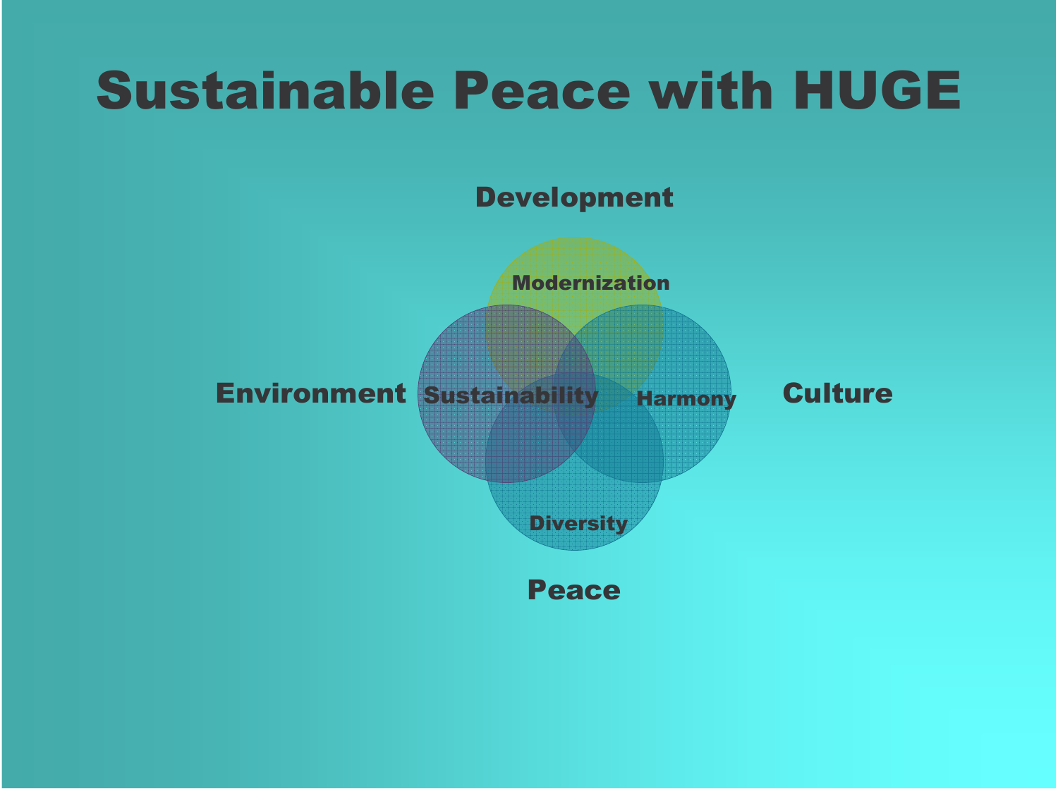# Sustainable Peace with HUGE

Development

Modernization

Environment

Sustainability

Harmony

Culture

Diversity

Peace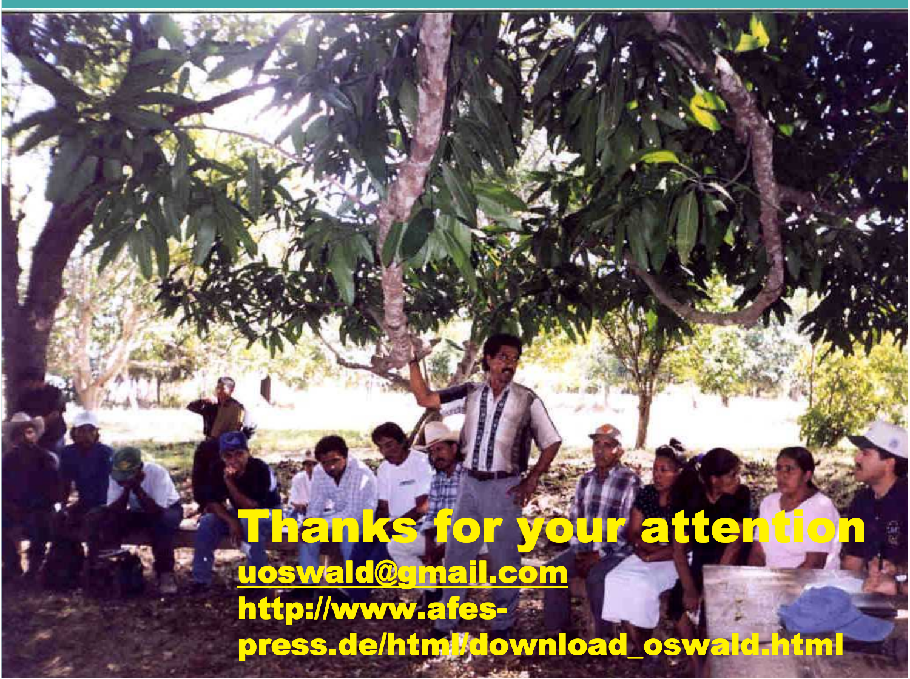# Thanks for your attention

uoswald@gmail.com

http://www.afes-press.de/html/download_oswald.html